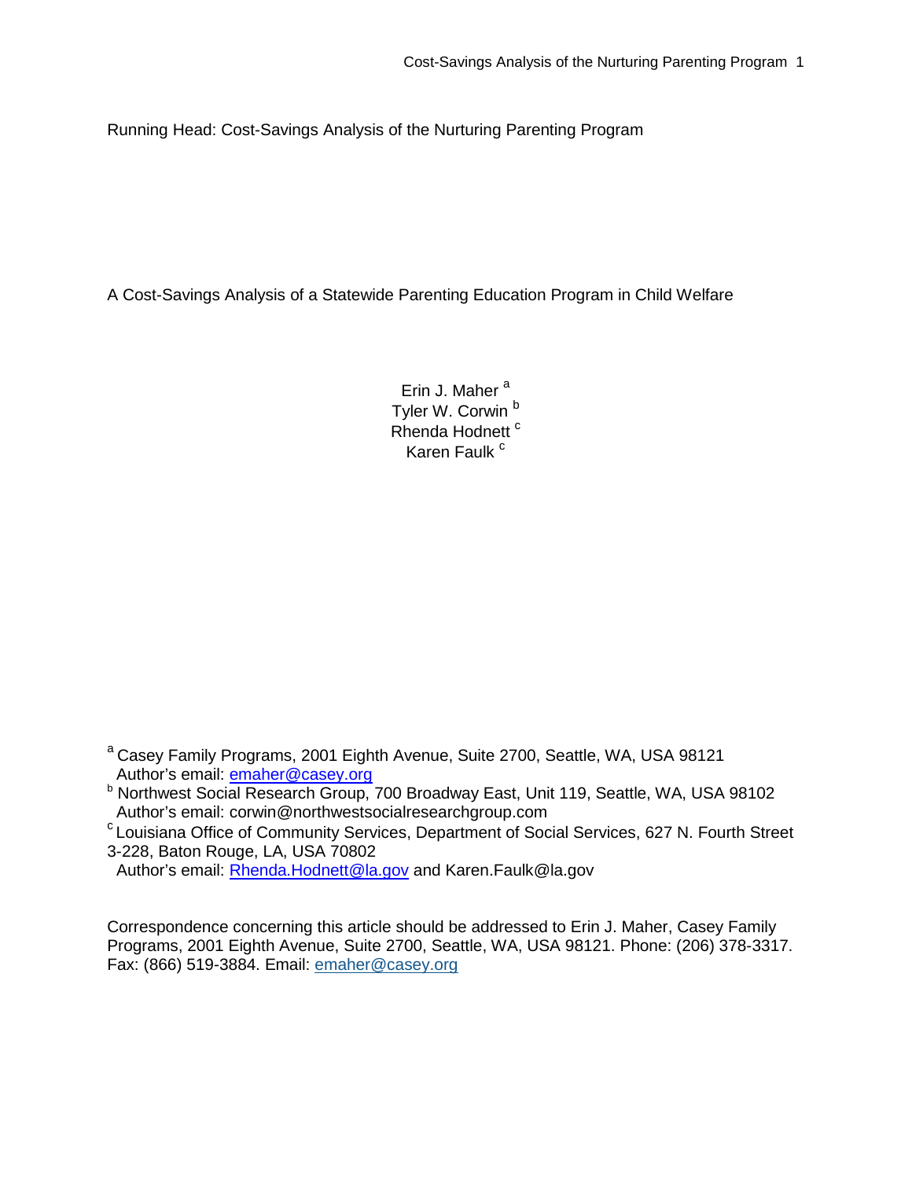Running Head: Cost-Savings Analysis of the Nurturing Parenting Program

# A Cost-Savings Analysis of a Statewide Parenting Education Program in Child Welfare

Erin J. Maher [a]
Tyler W. Corwin [b]
Rhenda Hodnett [c]
Karen Faulk [c]

[a] Casey Family Programs, 2001 Eighth Avenue, Suite 2700, Seattle, WA, USA 98121
Author's email: emaher@casey.org

[b] Northwest Social Research Group, 700 Broadway East, Unit 119, Seattle, WA, USA 98102
Author's email: corwin@northwestsocialresearchgroup.com

[c] Louisiana Office of Community Services, Department of Social Services, 627 N. Fourth Street 3-228, Baton Rouge, LA, USA 70802
Author's email: Rhenda.Hodnett@la.gov and Karen.Faulk@la.gov

Correspondence concerning this article should be addressed to Erin J. Maher, Casey Family Programs, 2001 Eighth Avenue, Suite 2700, Seattle, WA, USA 98121. Phone: (206) 378-3317. Fax: (866) 519-3884. Email: emaher@casey.org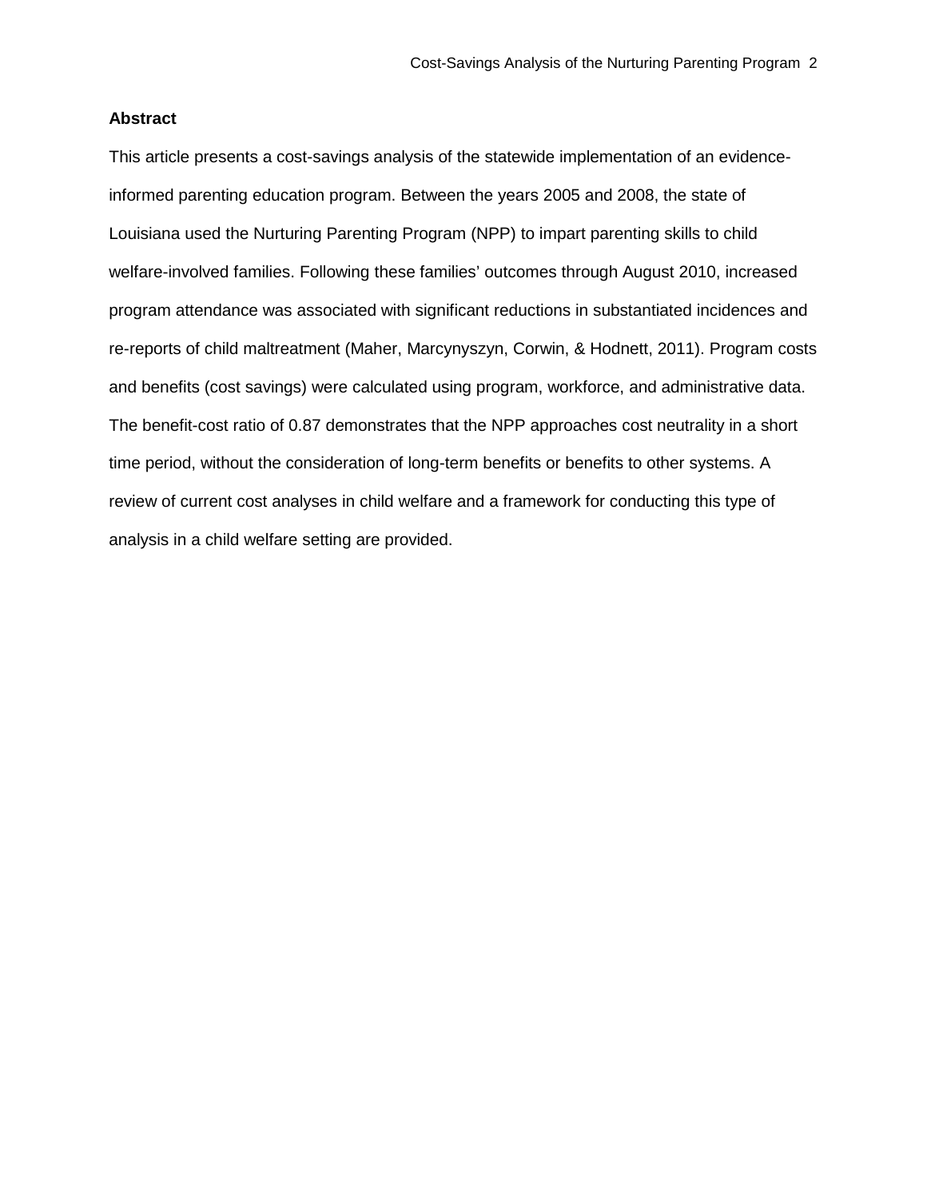## Abstract

This article presents a cost-savings analysis of the statewide implementation of an evidence-informed parenting education program. Between the years 2005 and 2008, the state of Louisiana used the Nurturing Parenting Program (NPP) to impart parenting skills to child welfare-involved families. Following these families' outcomes through August 2010, increased program attendance was associated with significant reductions in substantiated incidences and re-reports of child maltreatment (Maher, Marcynyszyn, Corwin, & Hodnett, 2011). Program costs and benefits (cost savings) were calculated using program, workforce, and administrative data. The benefit-cost ratio of 0.87 demonstrates that the NPP approaches cost neutrality in a short time period, without the consideration of long-term benefits or benefits to other systems. A review of current cost analyses in child welfare and a framework for conducting this type of analysis in a child welfare setting are provided.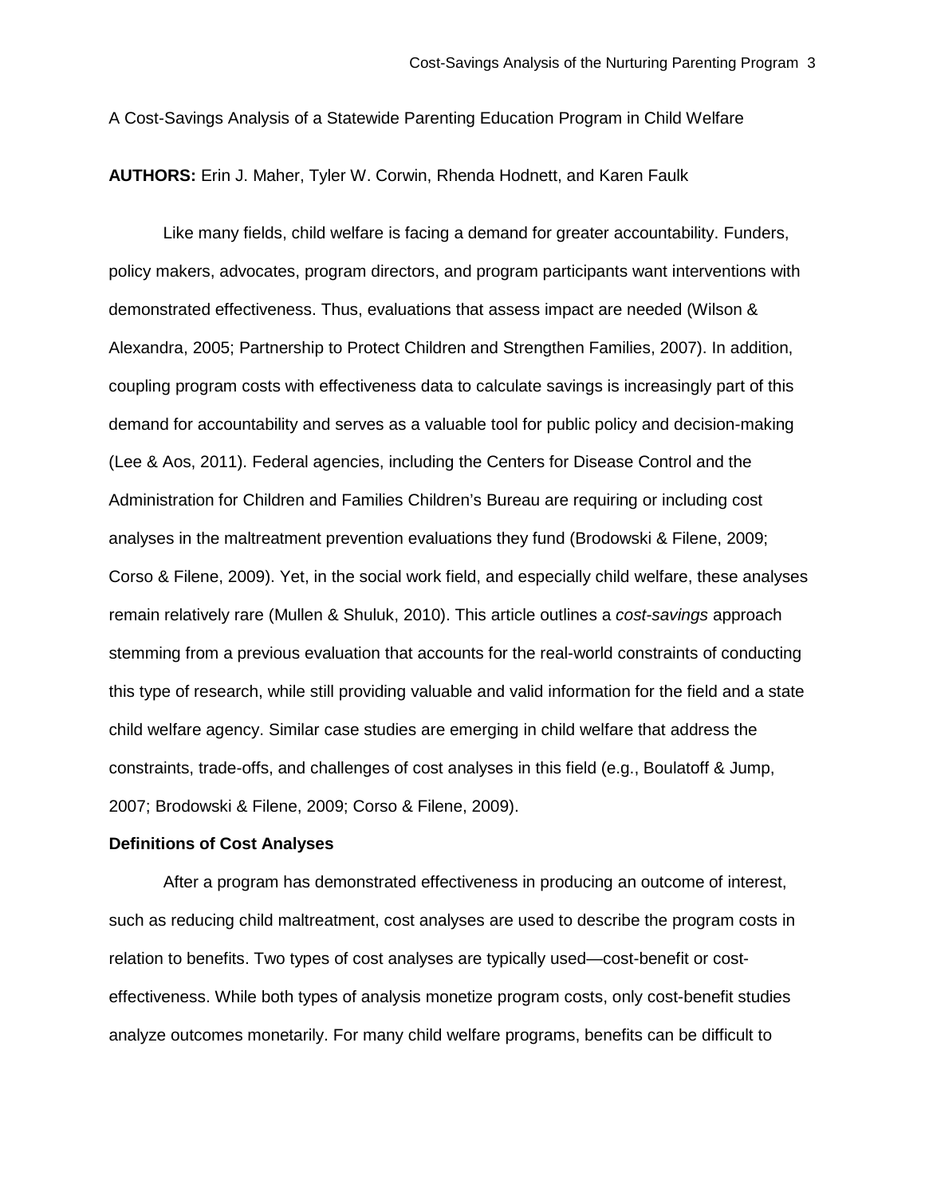A Cost-Savings Analysis of a Statewide Parenting Education Program in Child Welfare

**AUTHORS:** Erin J. Maher, Tyler W. Corwin, Rhenda Hodnett, and Karen Faulk

Like many fields, child welfare is facing a demand for greater accountability. Funders, policy makers, advocates, program directors, and program participants want interventions with demonstrated effectiveness. Thus, evaluations that assess impact are needed (Wilson & Alexandra, 2005; Partnership to Protect Children and Strengthen Families, 2007). In addition, coupling program costs with effectiveness data to calculate savings is increasingly part of this demand for accountability and serves as a valuable tool for public policy and decision-making (Lee & Aos, 2011). Federal agencies, including the Centers for Disease Control and the Administration for Children and Families Children's Bureau are requiring or including cost analyses in the maltreatment prevention evaluations they fund (Brodowski & Filene, 2009; Corso & Filene, 2009). Yet, in the social work field, and especially child welfare, these analyses remain relatively rare (Mullen & Shuluk, 2010). This article outlines a *cost-savings* approach stemming from a previous evaluation that accounts for the real-world constraints of conducting this type of research, while still providing valuable and valid information for the field and a state child welfare agency. Similar case studies are emerging in child welfare that address the constraints, trade-offs, and challenges of cost analyses in this field (e.g., Boulatoff & Jump, 2007; Brodowski & Filene, 2009; Corso & Filene, 2009).

**Definitions of Cost Analyses**

After a program has demonstrated effectiveness in producing an outcome of interest, such as reducing child maltreatment, cost analyses are used to describe the program costs in relation to benefits. Two types of cost analyses are typically used—cost-benefit or cost-effectiveness. While both types of analysis monetize program costs, only cost-benefit studies analyze outcomes monetarily. For many child welfare programs, benefits can be difficult to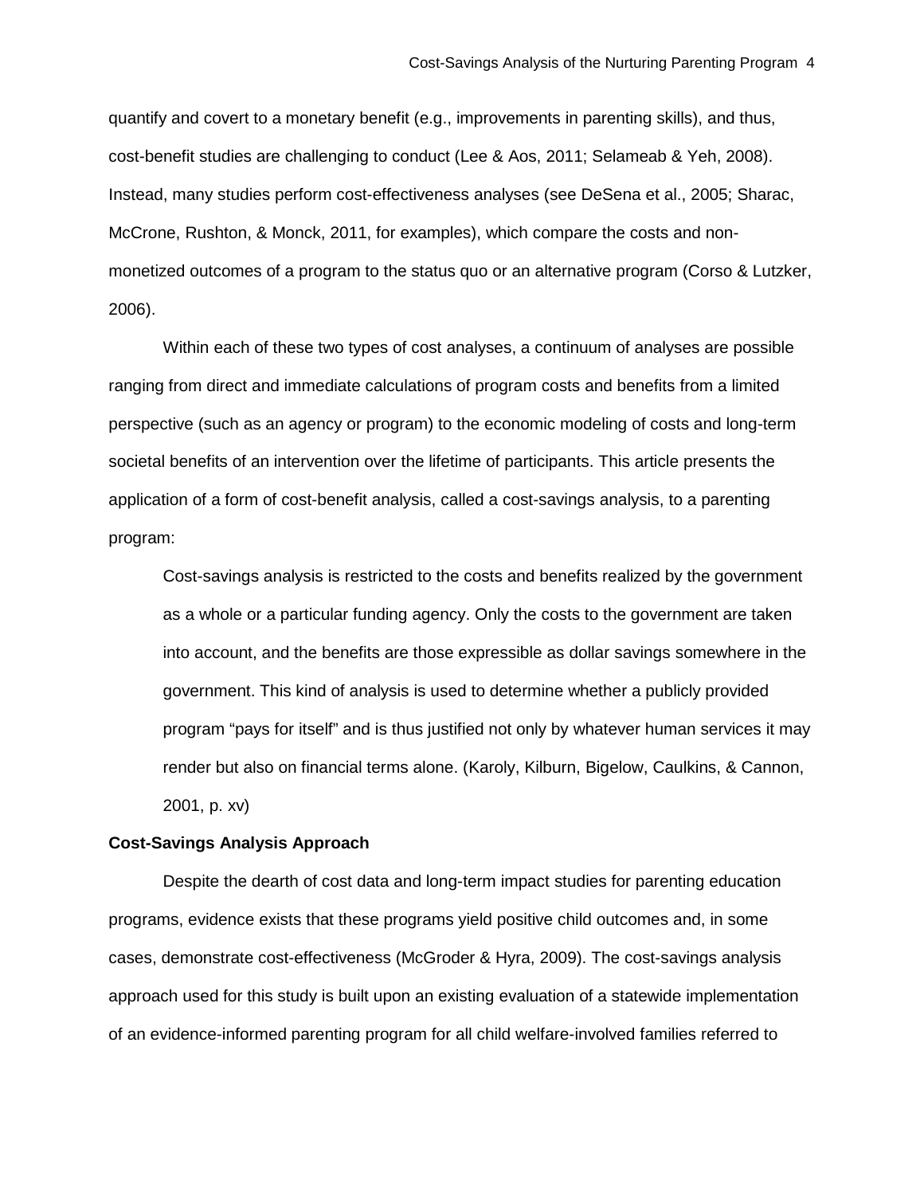quantify and covert to a monetary benefit (e.g., improvements in parenting skills), and thus, cost-benefit studies are challenging to conduct (Lee & Aos, 2011; Selameab & Yeh, 2008). Instead, many studies perform cost-effectiveness analyses (see DeSena et al., 2005; Sharac, McCrone, Rushton, & Monck, 2011, for examples), which compare the costs and non-monetized outcomes of a program to the status quo or an alternative program (Corso & Lutzker, 2006).

Within each of these two types of cost analyses, a continuum of analyses are possible ranging from direct and immediate calculations of program costs and benefits from a limited perspective (such as an agency or program) to the economic modeling of costs and long-term societal benefits of an intervention over the lifetime of participants. This article presents the application of a form of cost-benefit analysis, called a cost-savings analysis, to a parenting program:

> Cost-savings analysis is restricted to the costs and benefits realized by the government as a whole or a particular funding agency. Only the costs to the government are taken into account, and the benefits are those expressible as dollar savings somewhere in the government. This kind of analysis is used to determine whether a publicly provided program "pays for itself" and is thus justified not only by whatever human services it may render but also on financial terms alone. (Karoly, Kilburn, Bigelow, Caulkins, & Cannon, 2001, p. xv)

**Cost-Savings Analysis Approach**

Despite the dearth of cost data and long-term impact studies for parenting education programs, evidence exists that these programs yield positive child outcomes and, in some cases, demonstrate cost-effectiveness (McGroder & Hyra, 2009). The cost-savings analysis approach used for this study is built upon an existing evaluation of a statewide implementation of an evidence-informed parenting program for all child welfare-involved families referred to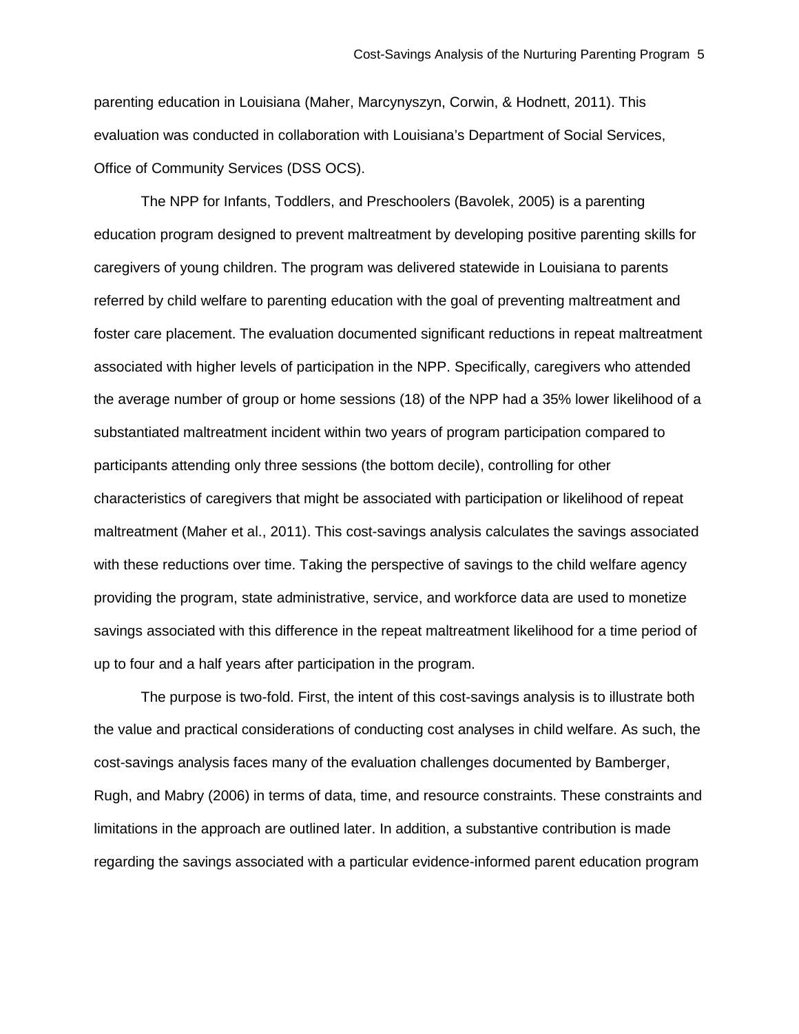parenting education in Louisiana (Maher, Marcynyszyn, Corwin, & Hodnett, 2011). This evaluation was conducted in collaboration with Louisiana's Department of Social Services, Office of Community Services (DSS OCS).

The NPP for Infants, Toddlers, and Preschoolers (Bavolek, 2005) is a parenting education program designed to prevent maltreatment by developing positive parenting skills for caregivers of young children. The program was delivered statewide in Louisiana to parents referred by child welfare to parenting education with the goal of preventing maltreatment and foster care placement. The evaluation documented significant reductions in repeat maltreatment associated with higher levels of participation in the NPP. Specifically, caregivers who attended the average number of group or home sessions (18) of the NPP had a 35% lower likelihood of a substantiated maltreatment incident within two years of program participation compared to participants attending only three sessions (the bottom decile), controlling for other characteristics of caregivers that might be associated with participation or likelihood of repeat maltreatment (Maher et al., 2011). This cost-savings analysis calculates the savings associated with these reductions over time. Taking the perspective of savings to the child welfare agency providing the program, state administrative, service, and workforce data are used to monetize savings associated with this difference in the repeat maltreatment likelihood for a time period of up to four and a half years after participation in the program.

The purpose is two-fold. First, the intent of this cost-savings analysis is to illustrate both the value and practical considerations of conducting cost analyses in child welfare. As such, the cost-savings analysis faces many of the evaluation challenges documented by Bamberger, Rugh, and Mabry (2006) in terms of data, time, and resource constraints. These constraints and limitations in the approach are outlined later. In addition, a substantive contribution is made regarding the savings associated with a particular evidence-informed parent education program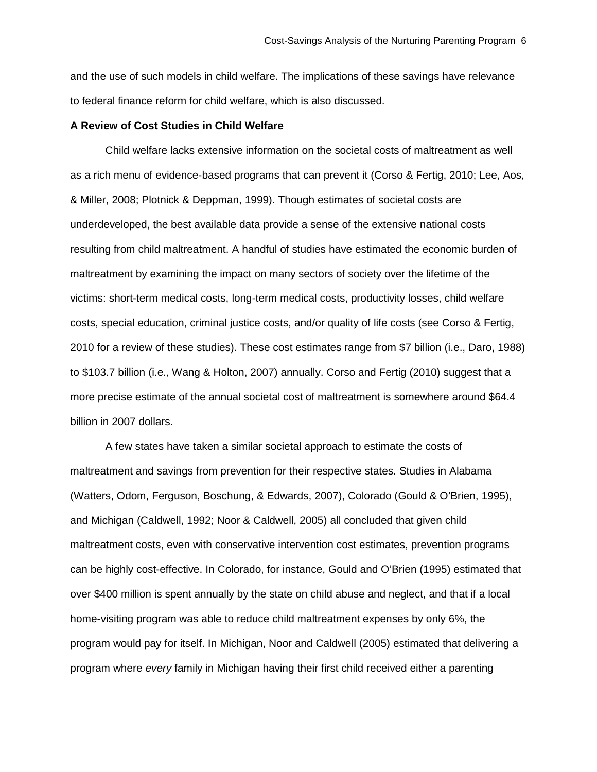and the use of such models in child welfare. The implications of these savings have relevance to federal finance reform for child welfare, which is also discussed.

**A Review of Cost Studies in Child Welfare**

Child welfare lacks extensive information on the societal costs of maltreatment as well as a rich menu of evidence-based programs that can prevent it (Corso & Fertig, 2010; Lee, Aos, & Miller, 2008; Plotnick & Deppman, 1999). Though estimates of societal costs are underdeveloped, the best available data provide a sense of the extensive national costs resulting from child maltreatment. A handful of studies have estimated the economic burden of maltreatment by examining the impact on many sectors of society over the lifetime of the victims: short-term medical costs, long-term medical costs, productivity losses, child welfare costs, special education, criminal justice costs, and/or quality of life costs (see Corso & Fertig, 2010 for a review of these studies). These cost estimates range from $7 billion (i.e., Daro, 1988) to $103.7 billion (i.e., Wang & Holton, 2007) annually. Corso and Fertig (2010) suggest that a more precise estimate of the annual societal cost of maltreatment is somewhere around $64.4 billion in 2007 dollars.

A few states have taken a similar societal approach to estimate the costs of maltreatment and savings from prevention for their respective states. Studies in Alabama (Watters, Odom, Ferguson, Boschung, & Edwards, 2007), Colorado (Gould & O'Brien, 1995), and Michigan (Caldwell, 1992; Noor & Caldwell, 2005) all concluded that given child maltreatment costs, even with conservative intervention cost estimates, prevention programs can be highly cost-effective. In Colorado, for instance, Gould and O'Brien (1995) estimated that over $400 million is spent annually by the state on child abuse and neglect, and that if a local home-visiting program was able to reduce child maltreatment expenses by only 6%, the program would pay for itself. In Michigan, Noor and Caldwell (2005) estimated that delivering a program where *every* family in Michigan having their first child received either a parenting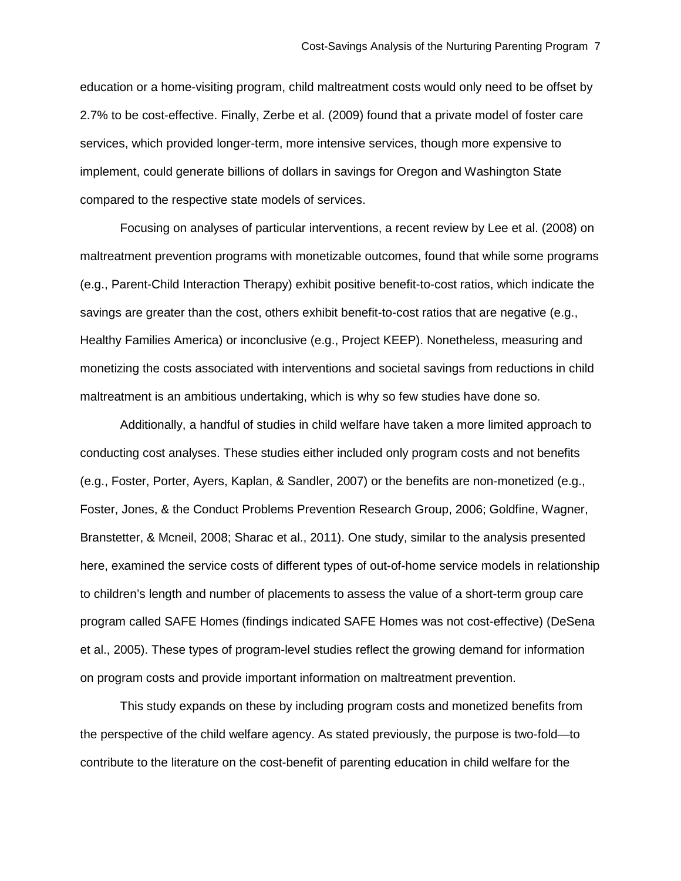education or a home-visiting program, child maltreatment costs would only need to be offset by 2.7% to be cost-effective. Finally, Zerbe et al. (2009) found that a private model of foster care services, which provided longer-term, more intensive services, though more expensive to implement, could generate billions of dollars in savings for Oregon and Washington State compared to the respective state models of services.

Focusing on analyses of particular interventions, a recent review by Lee et al. (2008) on maltreatment prevention programs with monetizable outcomes, found that while some programs (e.g., Parent-Child Interaction Therapy) exhibit positive benefit-to-cost ratios, which indicate the savings are greater than the cost, others exhibit benefit-to-cost ratios that are negative (e.g., Healthy Families America) or inconclusive (e.g., Project KEEP). Nonetheless, measuring and monetizing the costs associated with interventions and societal savings from reductions in child maltreatment is an ambitious undertaking, which is why so few studies have done so.

Additionally, a handful of studies in child welfare have taken a more limited approach to conducting cost analyses. These studies either included only program costs and not benefits (e.g., Foster, Porter, Ayers, Kaplan, & Sandler, 2007) or the benefits are non-monetized (e.g., Foster, Jones, & the Conduct Problems Prevention Research Group, 2006; Goldfine, Wagner, Branstetter, & Mcneil, 2008; Sharac et al., 2011). One study, similar to the analysis presented here, examined the service costs of different types of out-of-home service models in relationship to children's length and number of placements to assess the value of a short-term group care program called SAFE Homes (findings indicated SAFE Homes was not cost-effective) (DeSena et al., 2005). These types of program-level studies reflect the growing demand for information on program costs and provide important information on maltreatment prevention.

This study expands on these by including program costs and monetized benefits from the perspective of the child welfare agency. As stated previously, the purpose is two-fold—to contribute to the literature on the cost-benefit of parenting education in child welfare for the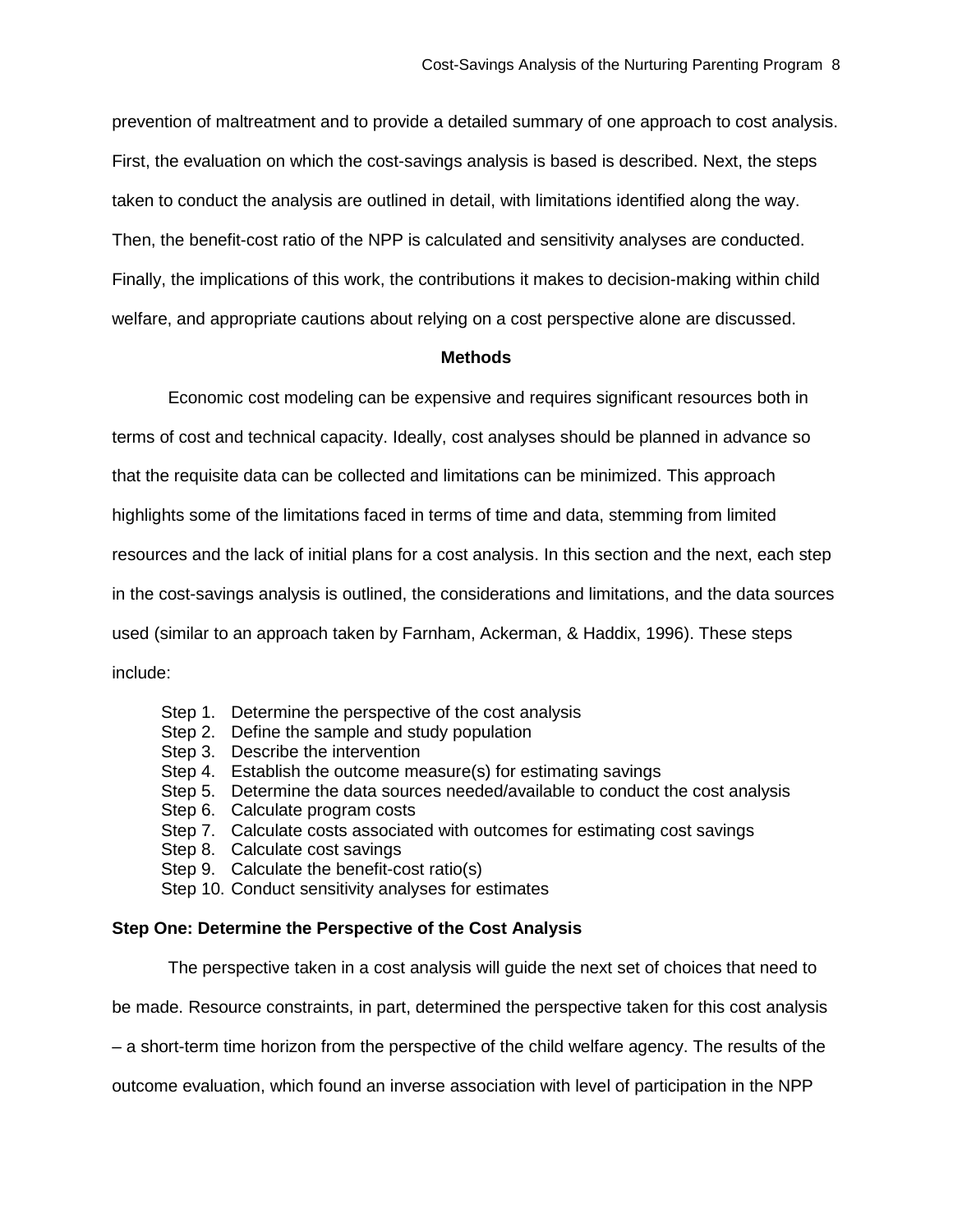prevention of maltreatment and to provide a detailed summary of one approach to cost analysis. First, the evaluation on which the cost-savings analysis is based is described. Next, the steps taken to conduct the analysis are outlined in detail, with limitations identified along the way. Then, the benefit-cost ratio of the NPP is calculated and sensitivity analyses are conducted. Finally, the implications of this work, the contributions it makes to decision-making within child welfare, and appropriate cautions about relying on a cost perspective alone are discussed.

## Methods

Economic cost modeling can be expensive and requires significant resources both in terms of cost and technical capacity. Ideally, cost analyses should be planned in advance so that the requisite data can be collected and limitations can be minimized. This approach highlights some of the limitations faced in terms of time and data, stemming from limited resources and the lack of initial plans for a cost analysis. In this section and the next, each step in the cost-savings analysis is outlined, the considerations and limitations, and the data sources used (similar to an approach taken by Farnham, Ackerman, & Haddix, 1996). These steps include:

- Step 1. Determine the perspective of the cost analysis
- Step 2. Define the sample and study population
- Step 3. Describe the intervention
- Step 4. Establish the outcome measure(s) for estimating savings
- Step 5. Determine the data sources needed/available to conduct the cost analysis
- Step 6. Calculate program costs
- Step 7. Calculate costs associated with outcomes for estimating cost savings
- Step 8. Calculate cost savings
- Step 9. Calculate the benefit-cost ratio(s)
- Step 10. Conduct sensitivity analyses for estimates

### Step One: Determine the Perspective of the Cost Analysis

The perspective taken in a cost analysis will guide the next set of choices that need to be made. Resource constraints, in part, determined the perspective taken for this cost analysis – a short-term time horizon from the perspective of the child welfare agency. The results of the outcome evaluation, which found an inverse association with level of participation in the NPP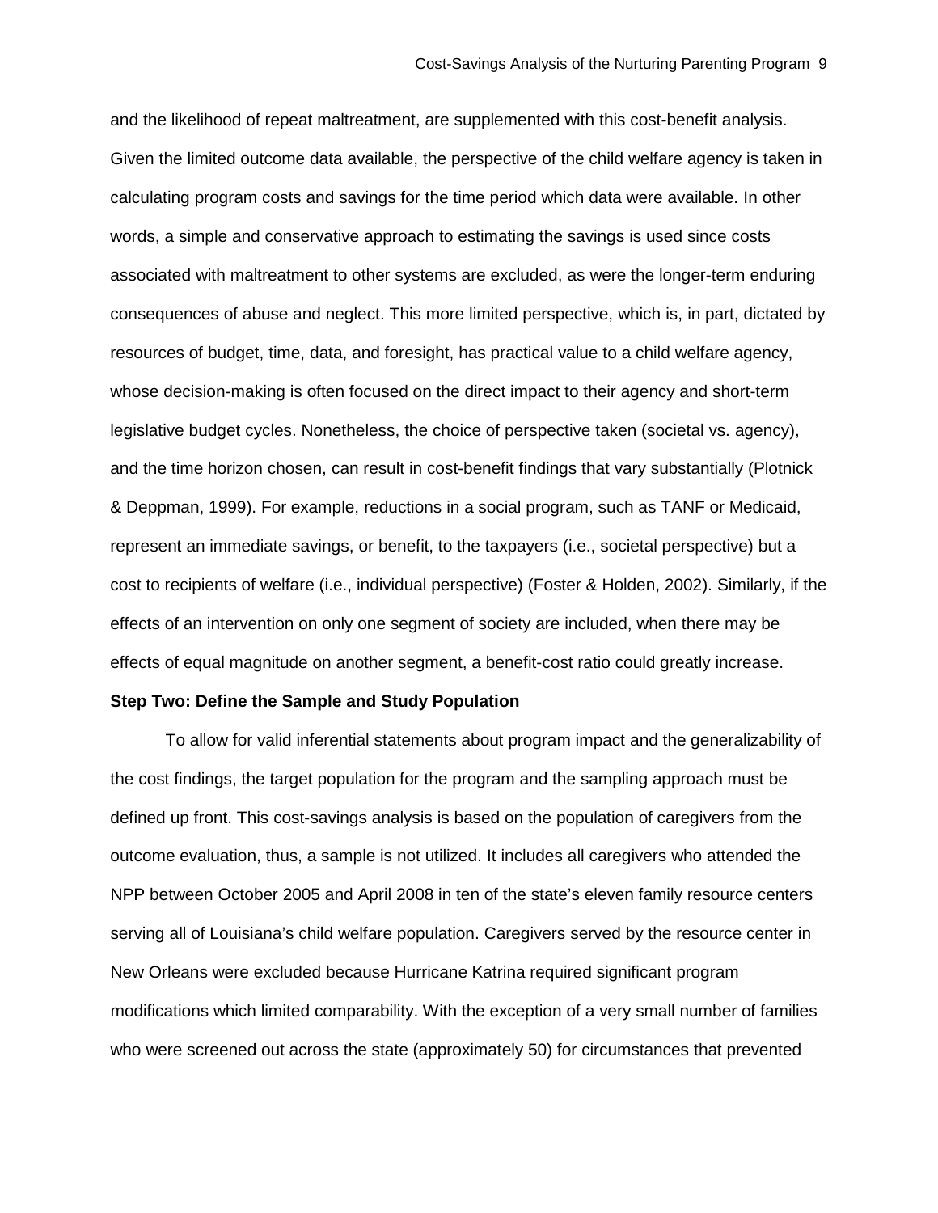and the likelihood of repeat maltreatment, are supplemented with this cost-benefit analysis. Given the limited outcome data available, the perspective of the child welfare agency is taken in calculating program costs and savings for the time period which data were available. In other words, a simple and conservative approach to estimating the savings is used since costs associated with maltreatment to other systems are excluded, as were the longer-term enduring consequences of abuse and neglect. This more limited perspective, which is, in part, dictated by resources of budget, time, data, and foresight, has practical value to a child welfare agency, whose decision-making is often focused on the direct impact to their agency and short-term legislative budget cycles. Nonetheless, the choice of perspective taken (societal vs. agency), and the time horizon chosen, can result in cost-benefit findings that vary substantially (Plotnick & Deppman, 1999). For example, reductions in a social program, such as TANF or Medicaid, represent an immediate savings, or benefit, to the taxpayers (i.e., societal perspective) but a cost to recipients of welfare (i.e., individual perspective) (Foster & Holden, 2002). Similarly, if the effects of an intervention on only one segment of society are included, when there may be effects of equal magnitude on another segment, a benefit-cost ratio could greatly increase.

**Step Two: Define the Sample and Study Population**

To allow for valid inferential statements about program impact and the generalizability of the cost findings, the target population for the program and the sampling approach must be defined up front. This cost-savings analysis is based on the population of caregivers from the outcome evaluation, thus, a sample is not utilized. It includes all caregivers who attended the NPP between October 2005 and April 2008 in ten of the state's eleven family resource centers serving all of Louisiana's child welfare population. Caregivers served by the resource center in New Orleans were excluded because Hurricane Katrina required significant program modifications which limited comparability. With the exception of a very small number of families who were screened out across the state (approximately 50) for circumstances that prevented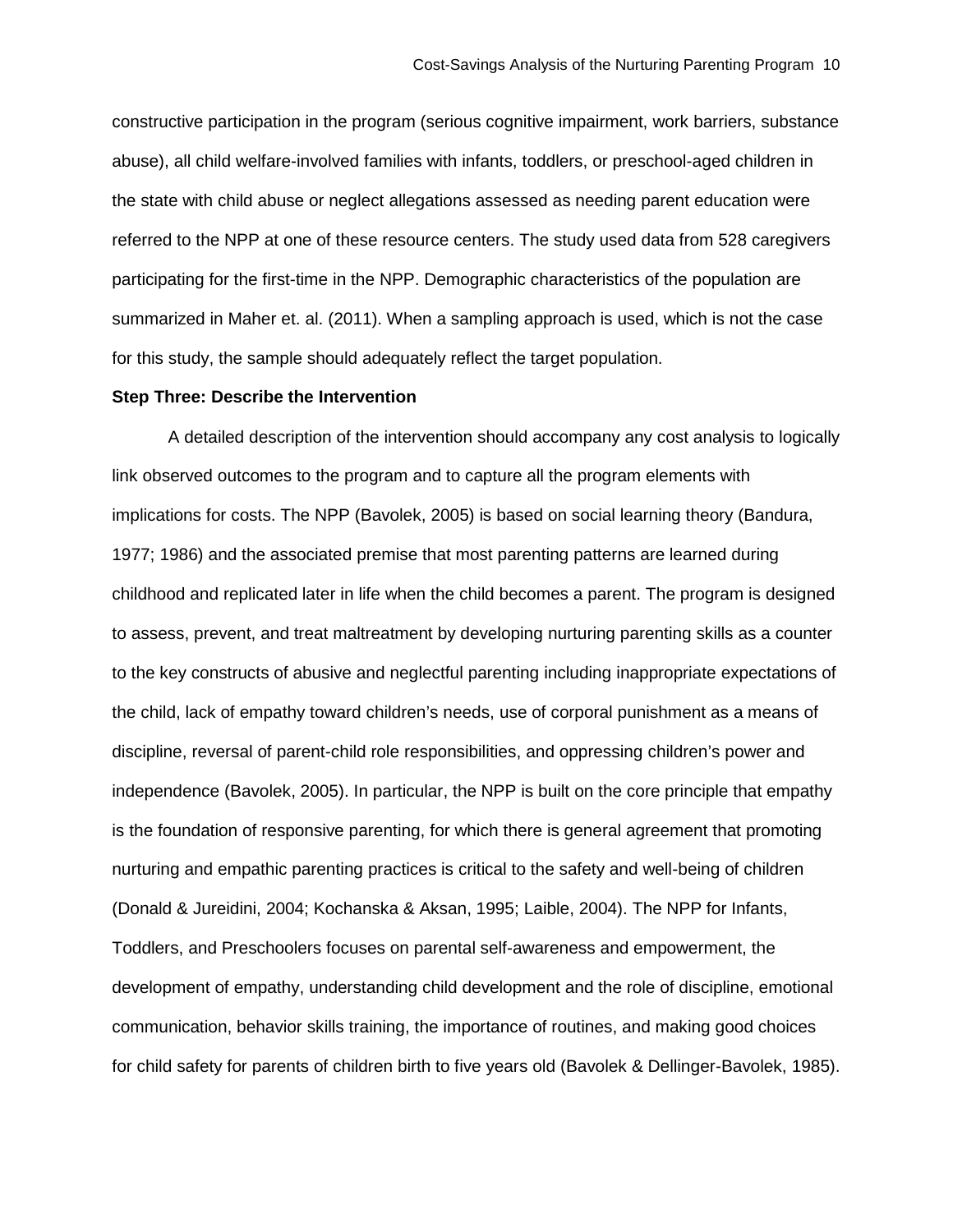constructive participation in the program (serious cognitive impairment, work barriers, substance abuse), all child welfare-involved families with infants, toddlers, or preschool-aged children in the state with child abuse or neglect allegations assessed as needing parent education were referred to the NPP at one of these resource centers. The study used data from 528 caregivers participating for the first-time in the NPP. Demographic characteristics of the population are summarized in Maher et. al. (2011). When a sampling approach is used, which is not the case for this study, the sample should adequately reflect the target population.

**Step Three: Describe the Intervention**

A detailed description of the intervention should accompany any cost analysis to logically link observed outcomes to the program and to capture all the program elements with implications for costs. The NPP (Bavolek, 2005) is based on social learning theory (Bandura, 1977; 1986) and the associated premise that most parenting patterns are learned during childhood and replicated later in life when the child becomes a parent. The program is designed to assess, prevent, and treat maltreatment by developing nurturing parenting skills as a counter to the key constructs of abusive and neglectful parenting including inappropriate expectations of the child, lack of empathy toward children's needs, use of corporal punishment as a means of discipline, reversal of parent-child role responsibilities, and oppressing children's power and independence (Bavolek, 2005). In particular, the NPP is built on the core principle that empathy is the foundation of responsive parenting, for which there is general agreement that promoting nurturing and empathic parenting practices is critical to the safety and well-being of children (Donald & Jureidini, 2004; Kochanska & Aksan, 1995; Laible, 2004). The NPP for Infants, Toddlers, and Preschoolers focuses on parental self-awareness and empowerment, the development of empathy, understanding child development and the role of discipline, emotional communication, behavior skills training, the importance of routines, and making good choices for child safety for parents of children birth to five years old (Bavolek & Dellinger-Bavolek, 1985).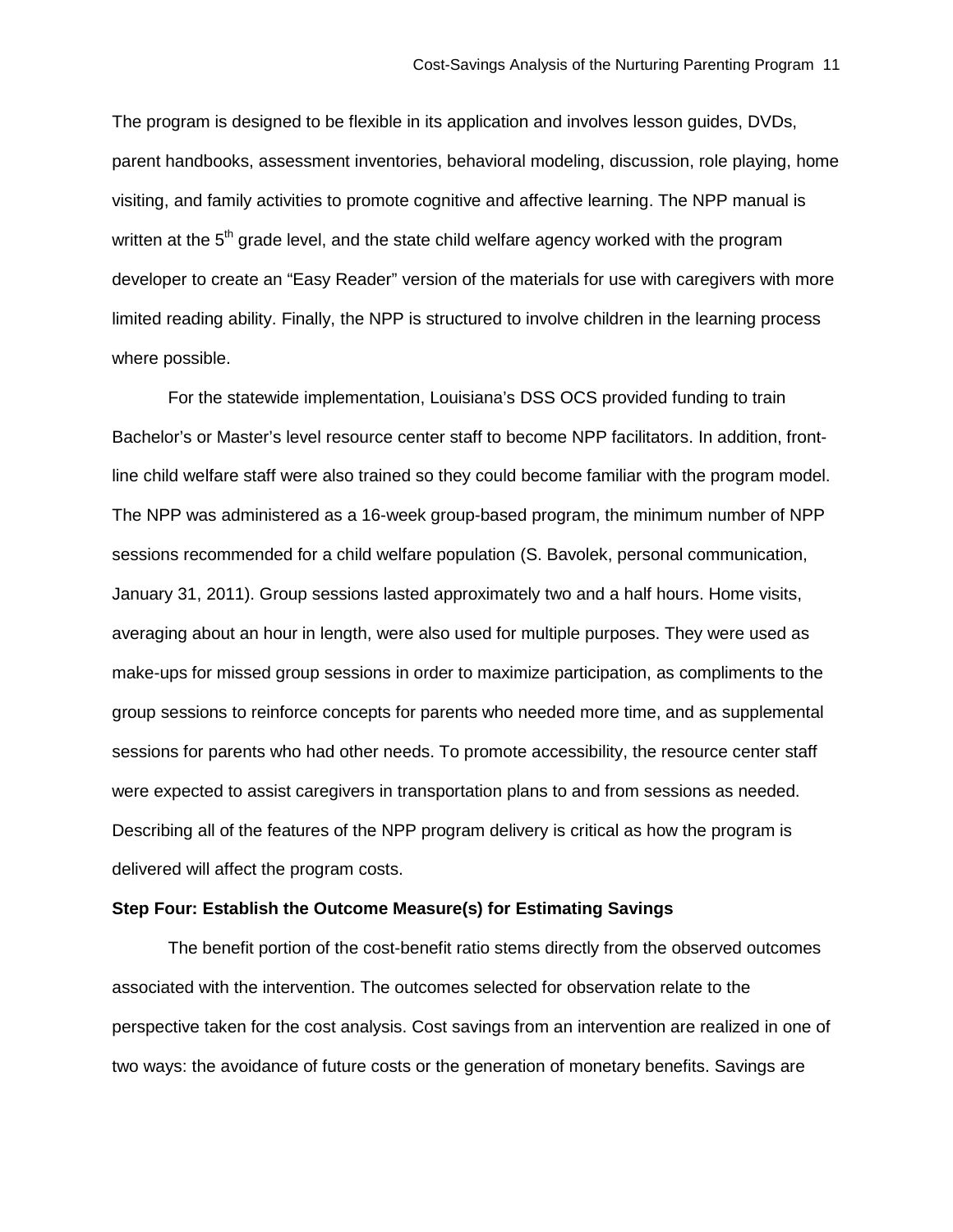The program is designed to be flexible in its application and involves lesson guides, DVDs, parent handbooks, assessment inventories, behavioral modeling, discussion, role playing, home visiting, and family activities to promote cognitive and affective learning. The NPP manual is written at the 5th grade level, and the state child welfare agency worked with the program developer to create an "Easy Reader" version of the materials for use with caregivers with more limited reading ability. Finally, the NPP is structured to involve children in the learning process where possible.

For the statewide implementation, Louisiana's DSS OCS provided funding to train Bachelor's or Master's level resource center staff to become NPP facilitators. In addition, front-line child welfare staff were also trained so they could become familiar with the program model. The NPP was administered as a 16-week group-based program, the minimum number of NPP sessions recommended for a child welfare population (S. Bavolek, personal communication, January 31, 2011). Group sessions lasted approximately two and a half hours. Home visits, averaging about an hour in length, were also used for multiple purposes. They were used as make-ups for missed group sessions in order to maximize participation, as compliments to the group sessions to reinforce concepts for parents who needed more time, and as supplemental sessions for parents who had other needs. To promote accessibility, the resource center staff were expected to assist caregivers in transportation plans to and from sessions as needed. Describing all of the features of the NPP program delivery is critical as how the program is delivered will affect the program costs.

**Step Four: Establish the Outcome Measure(s) for Estimating Savings**

The benefit portion of the cost-benefit ratio stems directly from the observed outcomes associated with the intervention. The outcomes selected for observation relate to the perspective taken for the cost analysis. Cost savings from an intervention are realized in one of two ways: the avoidance of future costs or the generation of monetary benefits. Savings are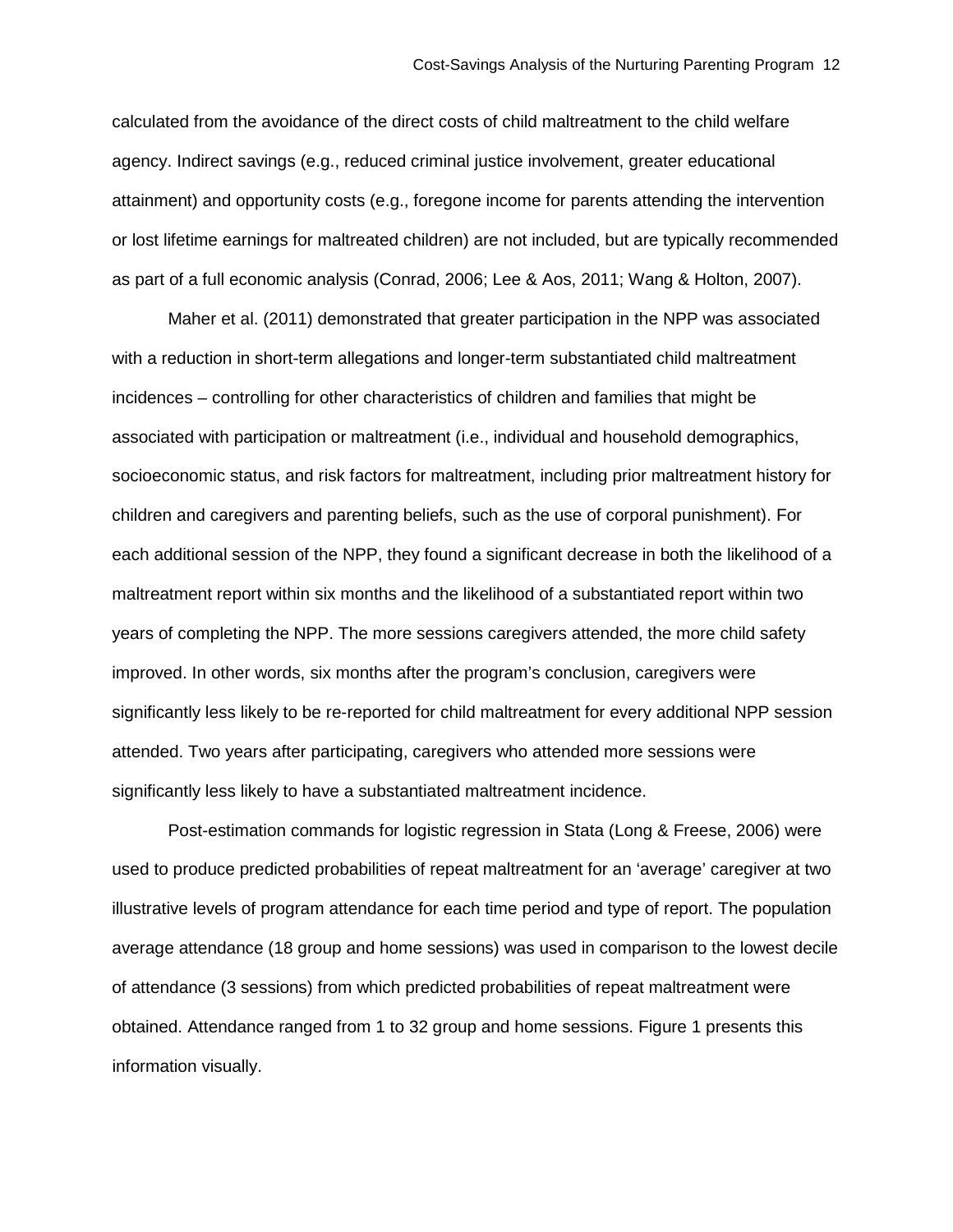calculated from the avoidance of the direct costs of child maltreatment to the child welfare agency. Indirect savings (e.g., reduced criminal justice involvement, greater educational attainment) and opportunity costs (e.g., foregone income for parents attending the intervention or lost lifetime earnings for maltreated children) are not included, but are typically recommended as part of a full economic analysis (Conrad, 2006; Lee & Aos, 2011; Wang & Holton, 2007).

Maher et al. (2011) demonstrated that greater participation in the NPP was associated with a reduction in short-term allegations and longer-term substantiated child maltreatment incidences – controlling for other characteristics of children and families that might be associated with participation or maltreatment (i.e., individual and household demographics, socioeconomic status, and risk factors for maltreatment, including prior maltreatment history for children and caregivers and parenting beliefs, such as the use of corporal punishment). For each additional session of the NPP, they found a significant decrease in both the likelihood of a maltreatment report within six months and the likelihood of a substantiated report within two years of completing the NPP. The more sessions caregivers attended, the more child safety improved. In other words, six months after the program's conclusion, caregivers were significantly less likely to be re-reported for child maltreatment for every additional NPP session attended. Two years after participating, caregivers who attended more sessions were significantly less likely to have a substantiated maltreatment incidence.

Post-estimation commands for logistic regression in Stata (Long & Freese, 2006) were used to produce predicted probabilities of repeat maltreatment for an 'average' caregiver at two illustrative levels of program attendance for each time period and type of report. The population average attendance (18 group and home sessions) was used in comparison to the lowest decile of attendance (3 sessions) from which predicted probabilities of repeat maltreatment were obtained. Attendance ranged from 1 to 32 group and home sessions. Figure 1 presents this information visually.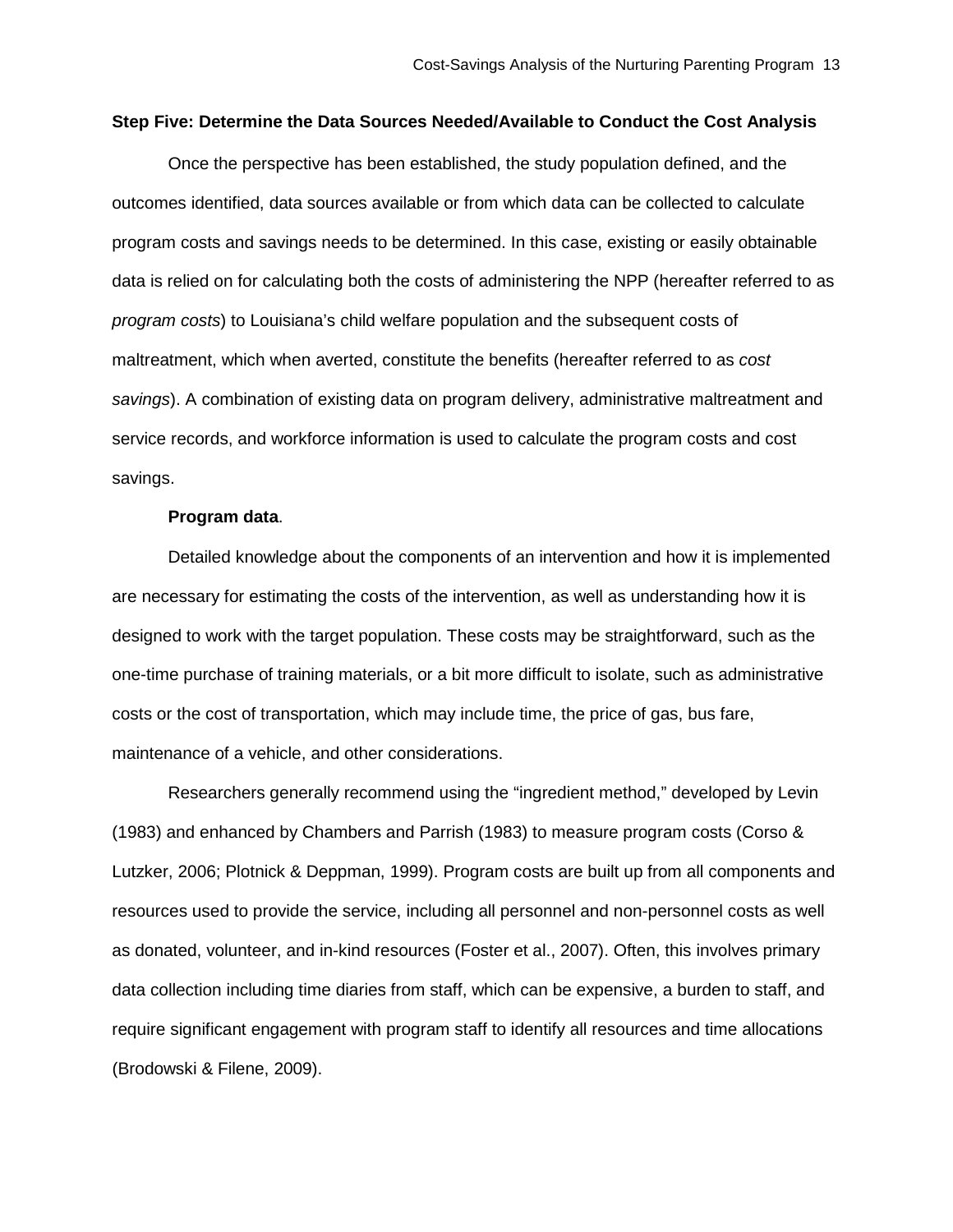### Step Five: Determine the Data Sources Needed/Available to Conduct the Cost Analysis

Once the perspective has been established, the study population defined, and the outcomes identified, data sources available or from which data can be collected to calculate program costs and savings needs to be determined. In this case, existing or easily obtainable data is relied on for calculating both the costs of administering the NPP (hereafter referred to as *program costs*) to Louisiana's child welfare population and the subsequent costs of maltreatment, which when averted, constitute the benefits (hereafter referred to as *cost savings*). A combination of existing data on program delivery, administrative maltreatment and service records, and workforce information is used to calculate the program costs and cost savings.

#### Program data.

Detailed knowledge about the components of an intervention and how it is implemented are necessary for estimating the costs of the intervention, as well as understanding how it is designed to work with the target population. These costs may be straightforward, such as the one-time purchase of training materials, or a bit more difficult to isolate, such as administrative costs or the cost of transportation, which may include time, the price of gas, bus fare, maintenance of a vehicle, and other considerations.

Researchers generally recommend using the "ingredient method," developed by Levin (1983) and enhanced by Chambers and Parrish (1983) to measure program costs (Corso & Lutzker, 2006; Plotnick & Deppman, 1999). Program costs are built up from all components and resources used to provide the service, including all personnel and non-personnel costs as well as donated, volunteer, and in-kind resources (Foster et al., 2007). Often, this involves primary data collection including time diaries from staff, which can be expensive, a burden to staff, and require significant engagement with program staff to identify all resources and time allocations (Brodowski & Filene, 2009).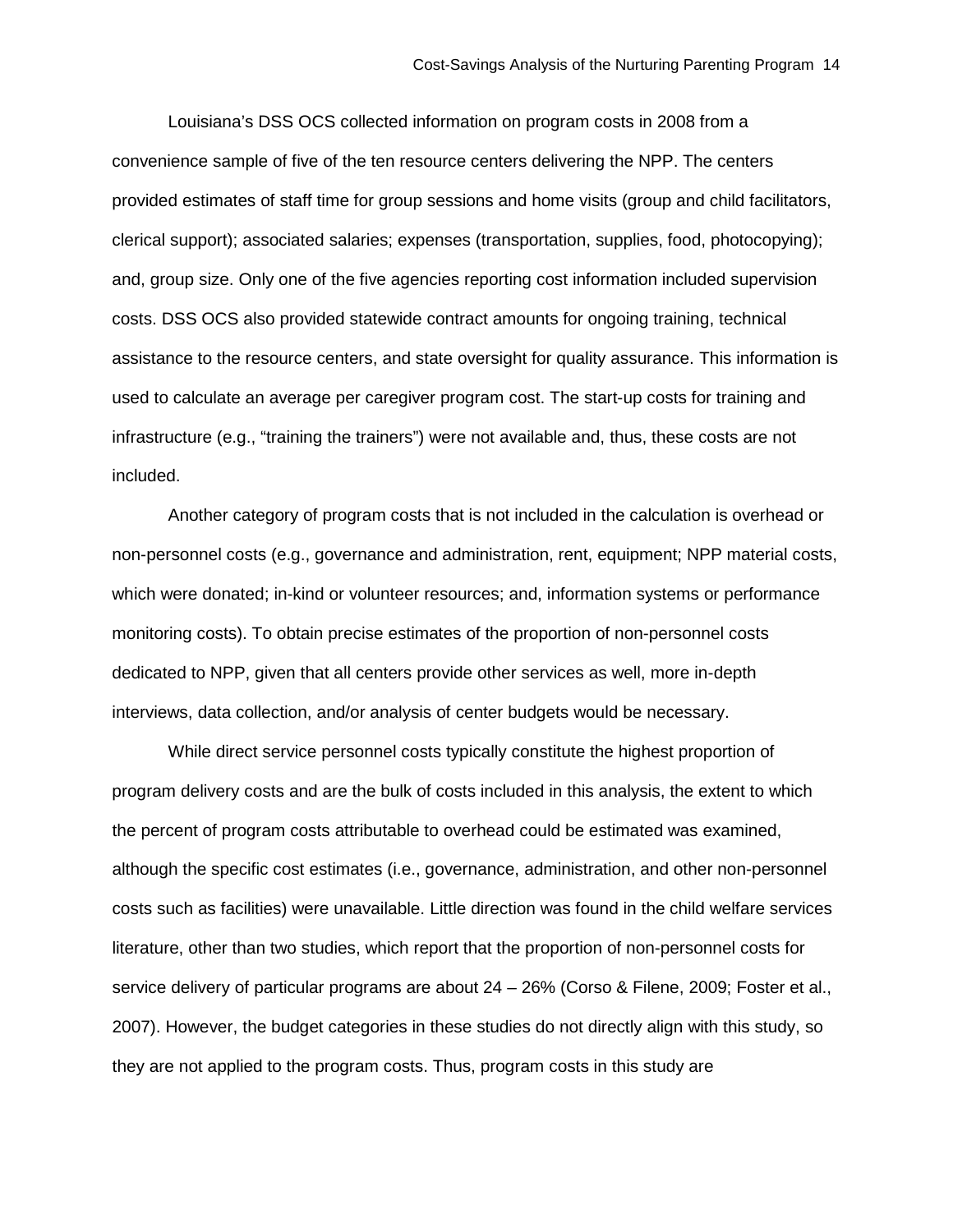Louisiana's DSS OCS collected information on program costs in 2008 from a convenience sample of five of the ten resource centers delivering the NPP. The centers provided estimates of staff time for group sessions and home visits (group and child facilitators, clerical support); associated salaries; expenses (transportation, supplies, food, photocopying); and, group size. Only one of the five agencies reporting cost information included supervision costs. DSS OCS also provided statewide contract amounts for ongoing training, technical assistance to the resource centers, and state oversight for quality assurance. This information is used to calculate an average per caregiver program cost. The start-up costs for training and infrastructure (e.g., "training the trainers") were not available and, thus, these costs are not included.

Another category of program costs that is not included in the calculation is overhead or non-personnel costs (e.g., governance and administration, rent, equipment; NPP material costs, which were donated; in-kind or volunteer resources; and, information systems or performance monitoring costs). To obtain precise estimates of the proportion of non-personnel costs dedicated to NPP, given that all centers provide other services as well, more in-depth interviews, data collection, and/or analysis of center budgets would be necessary.

While direct service personnel costs typically constitute the highest proportion of program delivery costs and are the bulk of costs included in this analysis, the extent to which the percent of program costs attributable to overhead could be estimated was examined, although the specific cost estimates (i.e., governance, administration, and other non-personnel costs such as facilities) were unavailable. Little direction was found in the child welfare services literature, other than two studies, which report that the proportion of non-personnel costs for service delivery of particular programs are about 24 – 26% (Corso & Filene, 2009; Foster et al., 2007). However, the budget categories in these studies do not directly align with this study, so they are not applied to the program costs. Thus, program costs in this study are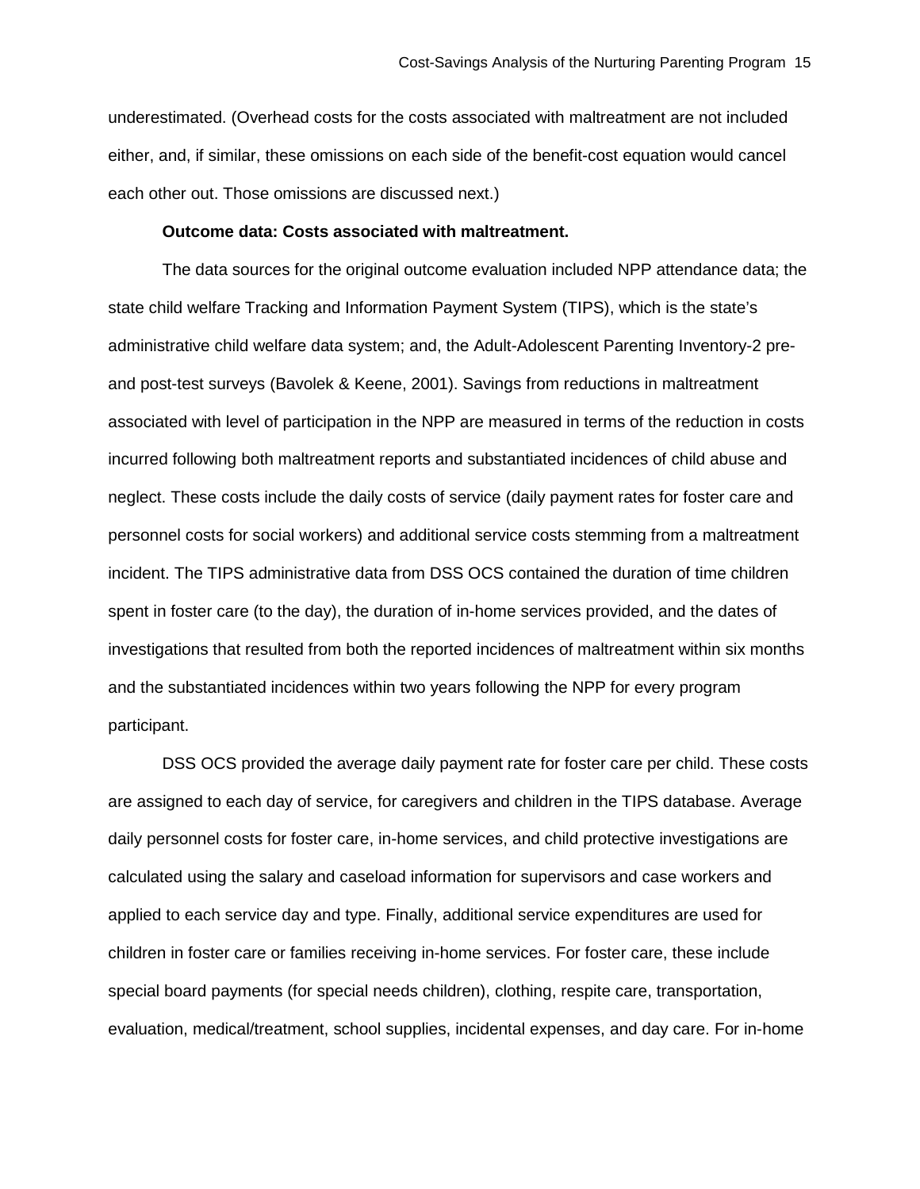underestimated. (Overhead costs for the costs associated with maltreatment are not included either, and, if similar, these omissions on each side of the benefit-cost equation would cancel each other out. Those omissions are discussed next.)

**Outcome data: Costs associated with maltreatment.**

The data sources for the original outcome evaluation included NPP attendance data; the state child welfare Tracking and Information Payment System (TIPS), which is the state's administrative child welfare data system; and, the Adult-Adolescent Parenting Inventory-2 pre- and post-test surveys (Bavolek & Keene, 2001). Savings from reductions in maltreatment associated with level of participation in the NPP are measured in terms of the reduction in costs incurred following both maltreatment reports and substantiated incidences of child abuse and neglect. These costs include the daily costs of service (daily payment rates for foster care and personnel costs for social workers) and additional service costs stemming from a maltreatment incident. The TIPS administrative data from DSS OCS contained the duration of time children spent in foster care (to the day), the duration of in-home services provided, and the dates of investigations that resulted from both the reported incidences of maltreatment within six months and the substantiated incidences within two years following the NPP for every program participant.

DSS OCS provided the average daily payment rate for foster care per child. These costs are assigned to each day of service, for caregivers and children in the TIPS database. Average daily personnel costs for foster care, in-home services, and child protective investigations are calculated using the salary and caseload information for supervisors and case workers and applied to each service day and type. Finally, additional service expenditures are used for children in foster care or families receiving in-home services. For foster care, these include special board payments (for special needs children), clothing, respite care, transportation, evaluation, medical/treatment, school supplies, incidental expenses, and day care. For in-home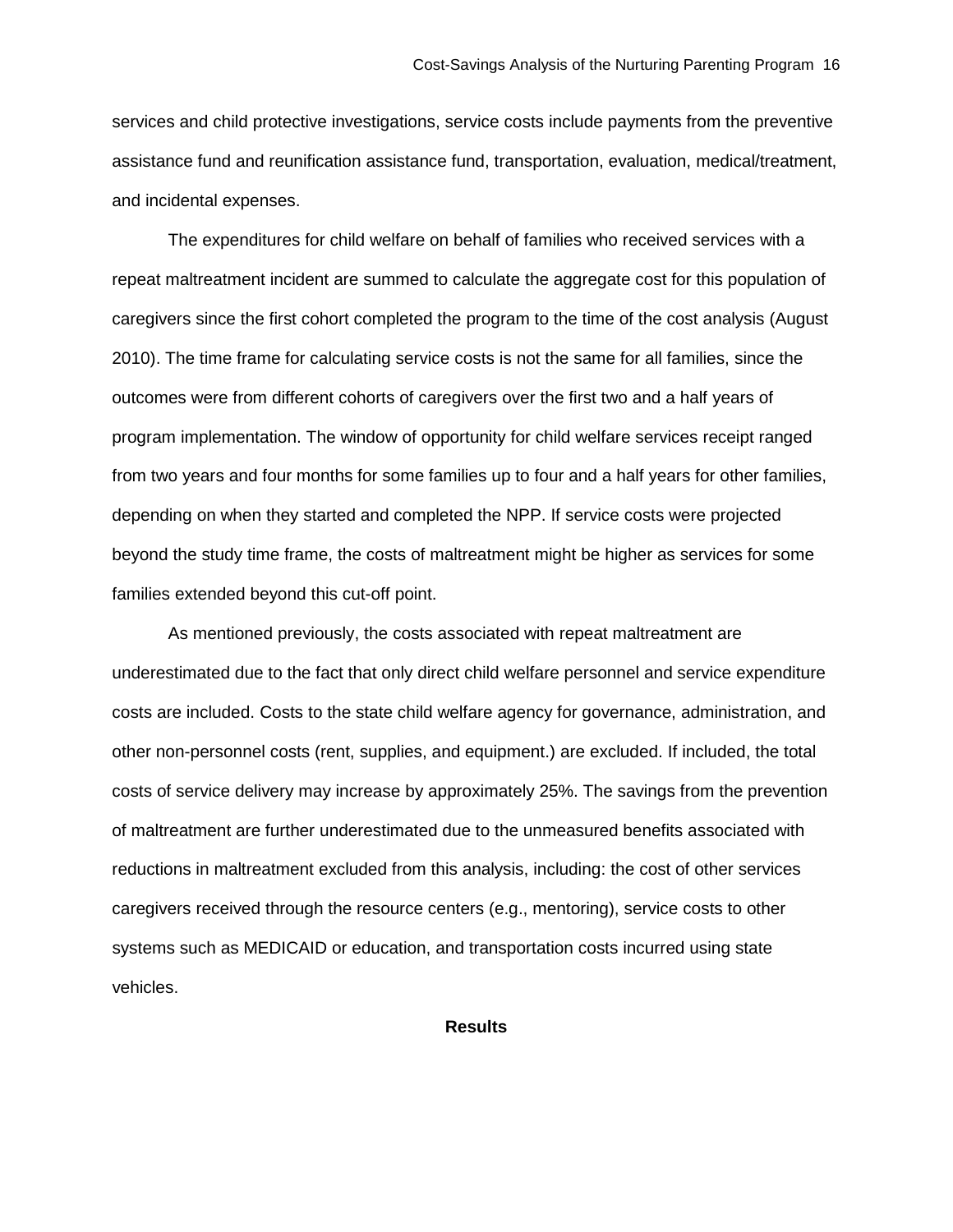services and child protective investigations, service costs include payments from the preventive assistance fund and reunification assistance fund, transportation, evaluation, medical/treatment, and incidental expenses.

The expenditures for child welfare on behalf of families who received services with a repeat maltreatment incident are summed to calculate the aggregate cost for this population of caregivers since the first cohort completed the program to the time of the cost analysis (August 2010). The time frame for calculating service costs is not the same for all families, since the outcomes were from different cohorts of caregivers over the first two and a half years of program implementation. The window of opportunity for child welfare services receipt ranged from two years and four months for some families up to four and a half years for other families, depending on when they started and completed the NPP. If service costs were projected beyond the study time frame, the costs of maltreatment might be higher as services for some families extended beyond this cut-off point.

As mentioned previously, the costs associated with repeat maltreatment are underestimated due to the fact that only direct child welfare personnel and service expenditure costs are included. Costs to the state child welfare agency for governance, administration, and other non-personnel costs (rent, supplies, and equipment.) are excluded. If included, the total costs of service delivery may increase by approximately 25%. The savings from the prevention of maltreatment are further underestimated due to the unmeasured benefits associated with reductions in maltreatment excluded from this analysis, including: the cost of other services caregivers received through the resource centers (e.g., mentoring), service costs to other systems such as MEDICAID or education, and transportation costs incurred using state vehicles.

## Results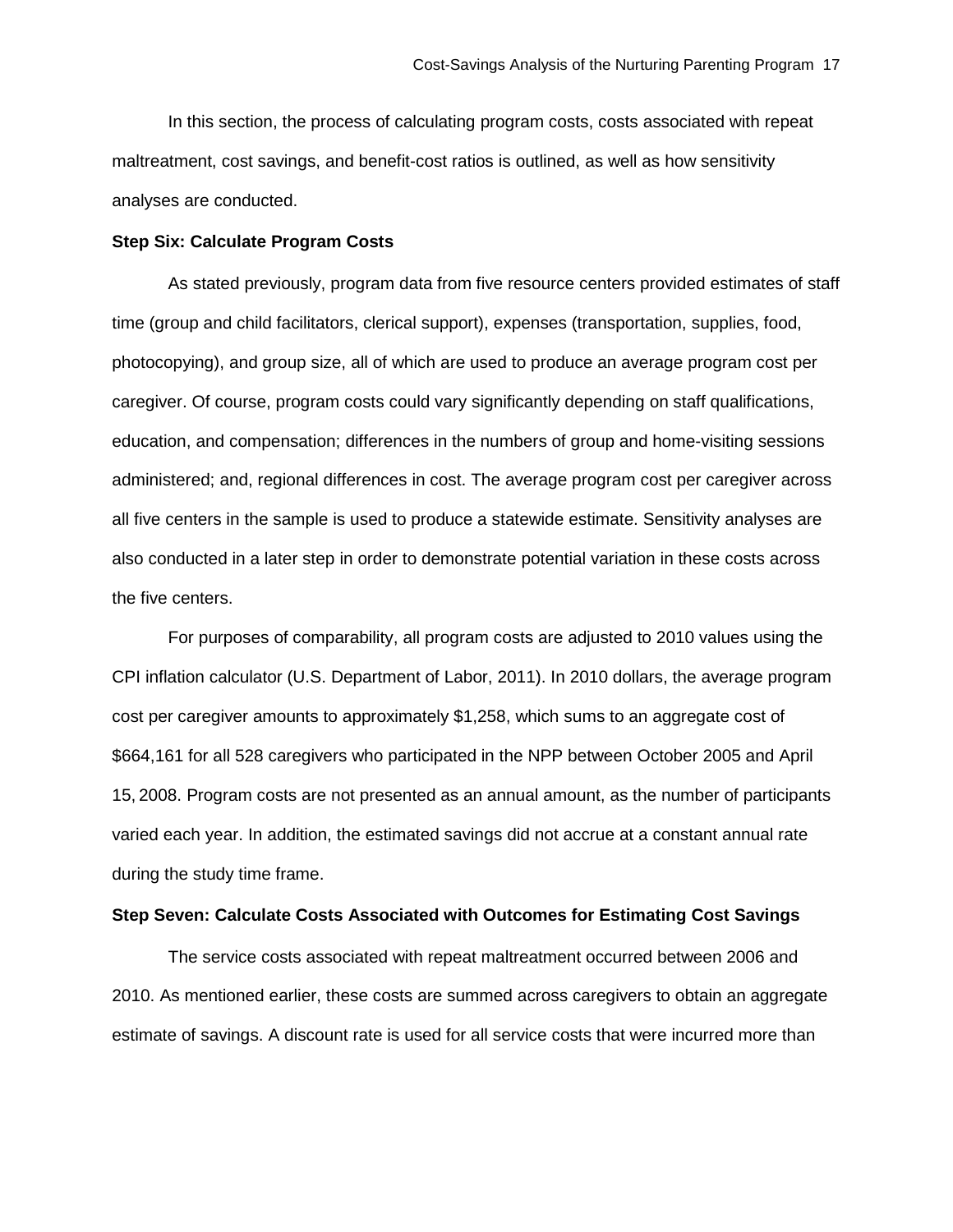In this section, the process of calculating program costs, costs associated with repeat maltreatment, cost savings, and benefit-cost ratios is outlined, as well as how sensitivity analyses are conducted.

**Step Six: Calculate Program Costs**

As stated previously, program data from five resource centers provided estimates of staff time (group and child facilitators, clerical support), expenses (transportation, supplies, food, photocopying), and group size, all of which are used to produce an average program cost per caregiver. Of course, program costs could vary significantly depending on staff qualifications, education, and compensation; differences in the numbers of group and home-visiting sessions administered; and, regional differences in cost. The average program cost per caregiver across all five centers in the sample is used to produce a statewide estimate. Sensitivity analyses are also conducted in a later step in order to demonstrate potential variation in these costs across the five centers.

For purposes of comparability, all program costs are adjusted to 2010 values using the CPI inflation calculator (U.S. Department of Labor, 2011). In 2010 dollars, the average program cost per caregiver amounts to approximately $1,258, which sums to an aggregate cost of $664,161 for all 528 caregivers who participated in the NPP between October 2005 and April 15, 2008. Program costs are not presented as an annual amount, as the number of participants varied each year. In addition, the estimated savings did not accrue at a constant annual rate during the study time frame.

**Step Seven: Calculate Costs Associated with Outcomes for Estimating Cost Savings**

The service costs associated with repeat maltreatment occurred between 2006 and 2010. As mentioned earlier, these costs are summed across caregivers to obtain an aggregate estimate of savings. A discount rate is used for all service costs that were incurred more than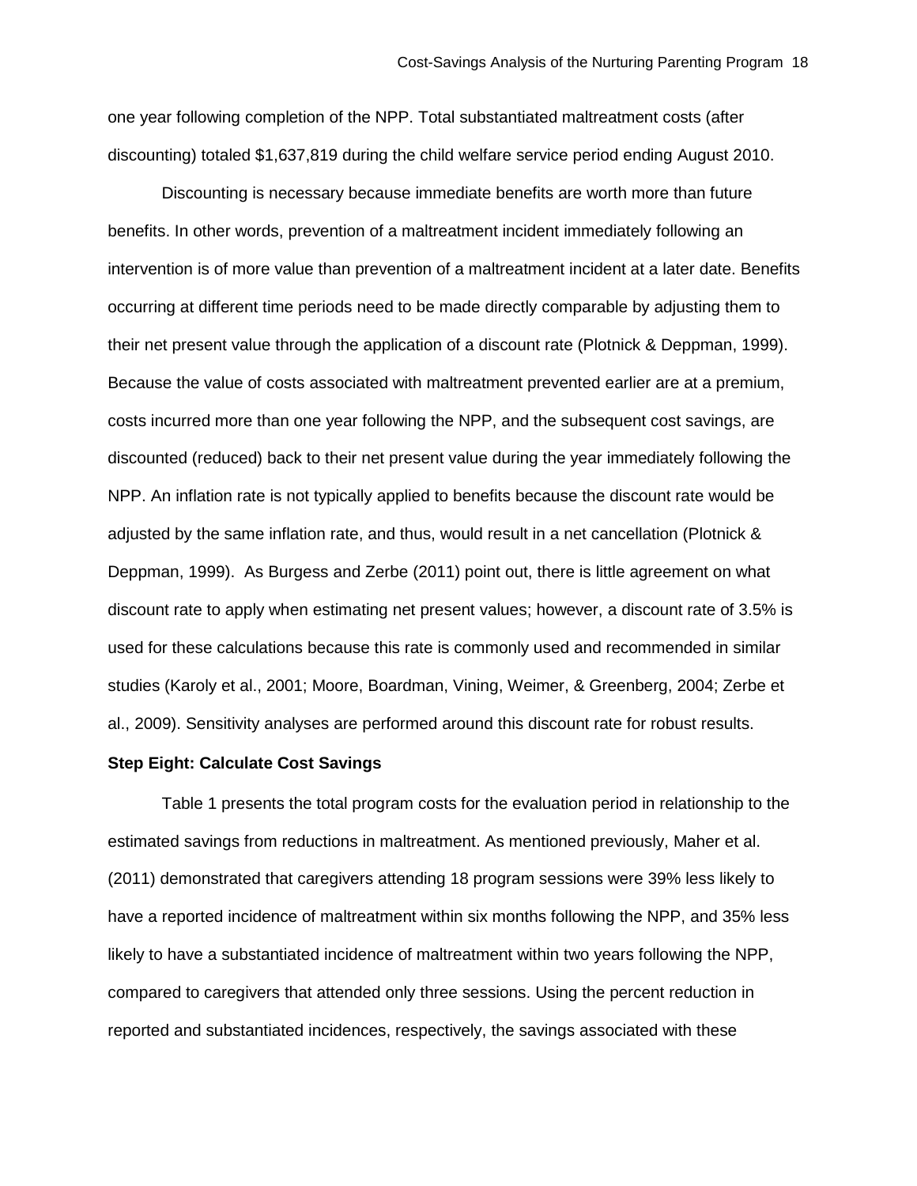one year following completion of the NPP. Total substantiated maltreatment costs (after discounting) totaled $1,637,819 during the child welfare service period ending August 2010.

Discounting is necessary because immediate benefits are worth more than future benefits. In other words, prevention of a maltreatment incident immediately following an intervention is of more value than prevention of a maltreatment incident at a later date. Benefits occurring at different time periods need to be made directly comparable by adjusting them to their net present value through the application of a discount rate (Plotnick & Deppman, 1999). Because the value of costs associated with maltreatment prevented earlier are at a premium, costs incurred more than one year following the NPP, and the subsequent cost savings, are discounted (reduced) back to their net present value during the year immediately following the NPP. An inflation rate is not typically applied to benefits because the discount rate would be adjusted by the same inflation rate, and thus, would result in a net cancellation (Plotnick & Deppman, 1999). As Burgess and Zerbe (2011) point out, there is little agreement on what discount rate to apply when estimating net present values; however, a discount rate of 3.5% is used for these calculations because this rate is commonly used and recommended in similar studies (Karoly et al., 2001; Moore, Boardman, Vining, Weimer, & Greenberg, 2004; Zerbe et al., 2009). Sensitivity analyses are performed around this discount rate for robust results.

**Step Eight: Calculate Cost Savings**

Table 1 presents the total program costs for the evaluation period in relationship to the estimated savings from reductions in maltreatment. As mentioned previously, Maher et al. (2011) demonstrated that caregivers attending 18 program sessions were 39% less likely to have a reported incidence of maltreatment within six months following the NPP, and 35% less likely to have a substantiated incidence of maltreatment within two years following the NPP, compared to caregivers that attended only three sessions. Using the percent reduction in reported and substantiated incidences, respectively, the savings associated with these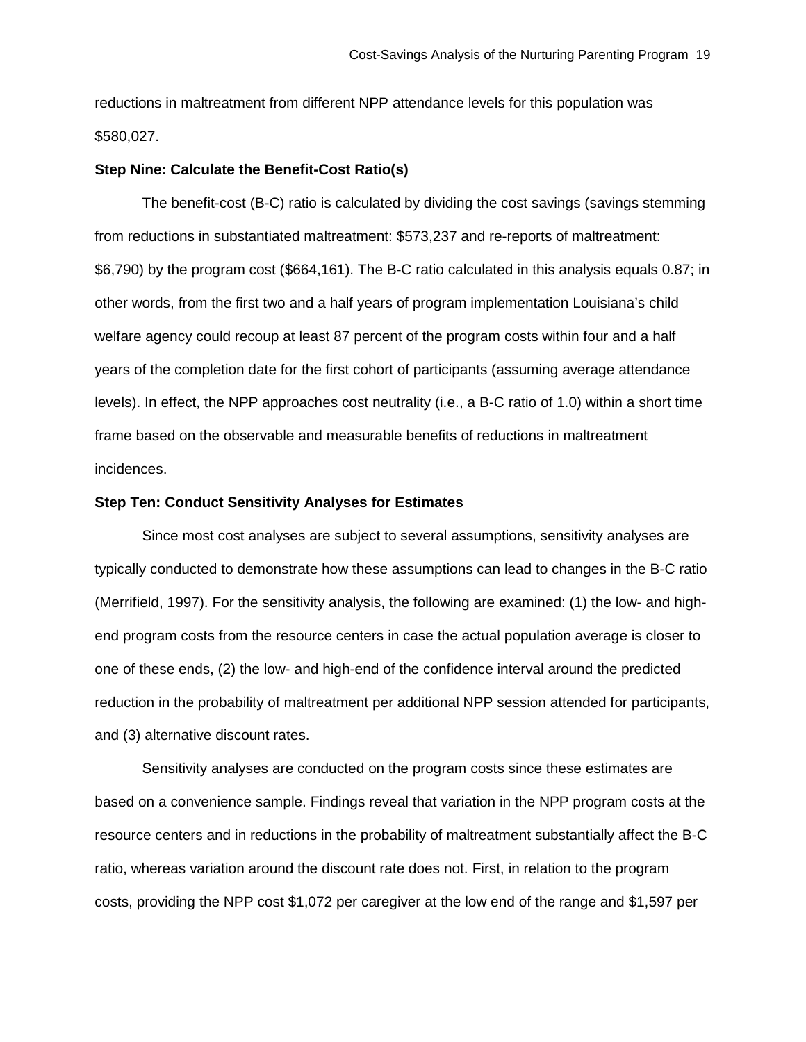reductions in maltreatment from different NPP attendance levels for this population was $580,027.

**Step Nine: Calculate the Benefit-Cost Ratio(s)**

The benefit-cost (B-C) ratio is calculated by dividing the cost savings (savings stemming from reductions in substantiated maltreatment: $573,237 and re-reports of maltreatment: $6,790) by the program cost ($664,161). The B-C ratio calculated in this analysis equals 0.87; in other words, from the first two and a half years of program implementation Louisiana's child welfare agency could recoup at least 87 percent of the program costs within four and a half years of the completion date for the first cohort of participants (assuming average attendance levels). In effect, the NPP approaches cost neutrality (i.e., a B-C ratio of 1.0) within a short time frame based on the observable and measurable benefits of reductions in maltreatment incidences.

**Step Ten: Conduct Sensitivity Analyses for Estimates**

Since most cost analyses are subject to several assumptions, sensitivity analyses are typically conducted to demonstrate how these assumptions can lead to changes in the B-C ratio (Merrifield, 1997). For the sensitivity analysis, the following are examined: (1) the low- and high-end program costs from the resource centers in case the actual population average is closer to one of these ends, (2) the low- and high-end of the confidence interval around the predicted reduction in the probability of maltreatment per additional NPP session attended for participants, and (3) alternative discount rates.

Sensitivity analyses are conducted on the program costs since these estimates are based on a convenience sample. Findings reveal that variation in the NPP program costs at the resource centers and in reductions in the probability of maltreatment substantially affect the B-C ratio, whereas variation around the discount rate does not. First, in relation to the program costs, providing the NPP cost $1,072 per caregiver at the low end of the range and $1,597 per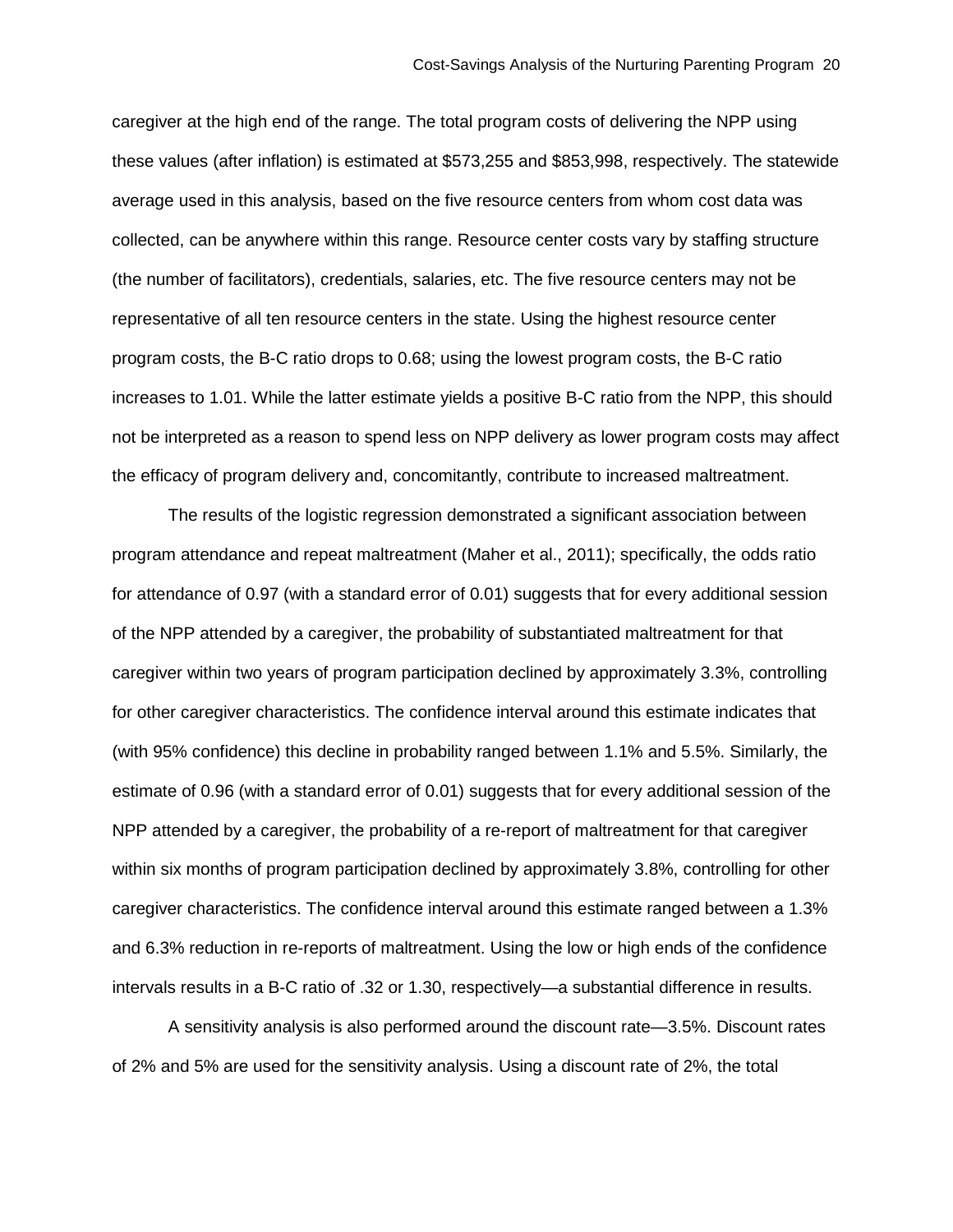caregiver at the high end of the range. The total program costs of delivering the NPP using these values (after inflation) is estimated at $573,255 and $853,998, respectively. The statewide average used in this analysis, based on the five resource centers from whom cost data was collected, can be anywhere within this range. Resource center costs vary by staffing structure (the number of facilitators), credentials, salaries, etc. The five resource centers may not be representative of all ten resource centers in the state. Using the highest resource center program costs, the B-C ratio drops to 0.68; using the lowest program costs, the B-C ratio increases to 1.01. While the latter estimate yields a positive B-C ratio from the NPP, this should not be interpreted as a reason to spend less on NPP delivery as lower program costs may affect the efficacy of program delivery and, concomitantly, contribute to increased maltreatment.

The results of the logistic regression demonstrated a significant association between program attendance and repeat maltreatment (Maher et al., 2011); specifically, the odds ratio for attendance of 0.97 (with a standard error of 0.01) suggests that for every additional session of the NPP attended by a caregiver, the probability of substantiated maltreatment for that caregiver within two years of program participation declined by approximately 3.3%, controlling for other caregiver characteristics. The confidence interval around this estimate indicates that (with 95% confidence) this decline in probability ranged between 1.1% and 5.5%. Similarly, the estimate of 0.96 (with a standard error of 0.01) suggests that for every additional session of the NPP attended by a caregiver, the probability of a re-report of maltreatment for that caregiver within six months of program participation declined by approximately 3.8%, controlling for other caregiver characteristics. The confidence interval around this estimate ranged between a 1.3% and 6.3% reduction in re-reports of maltreatment. Using the low or high ends of the confidence intervals results in a B-C ratio of .32 or 1.30, respectively—a substantial difference in results.

A sensitivity analysis is also performed around the discount rate—3.5%. Discount rates of 2% and 5% are used for the sensitivity analysis. Using a discount rate of 2%, the total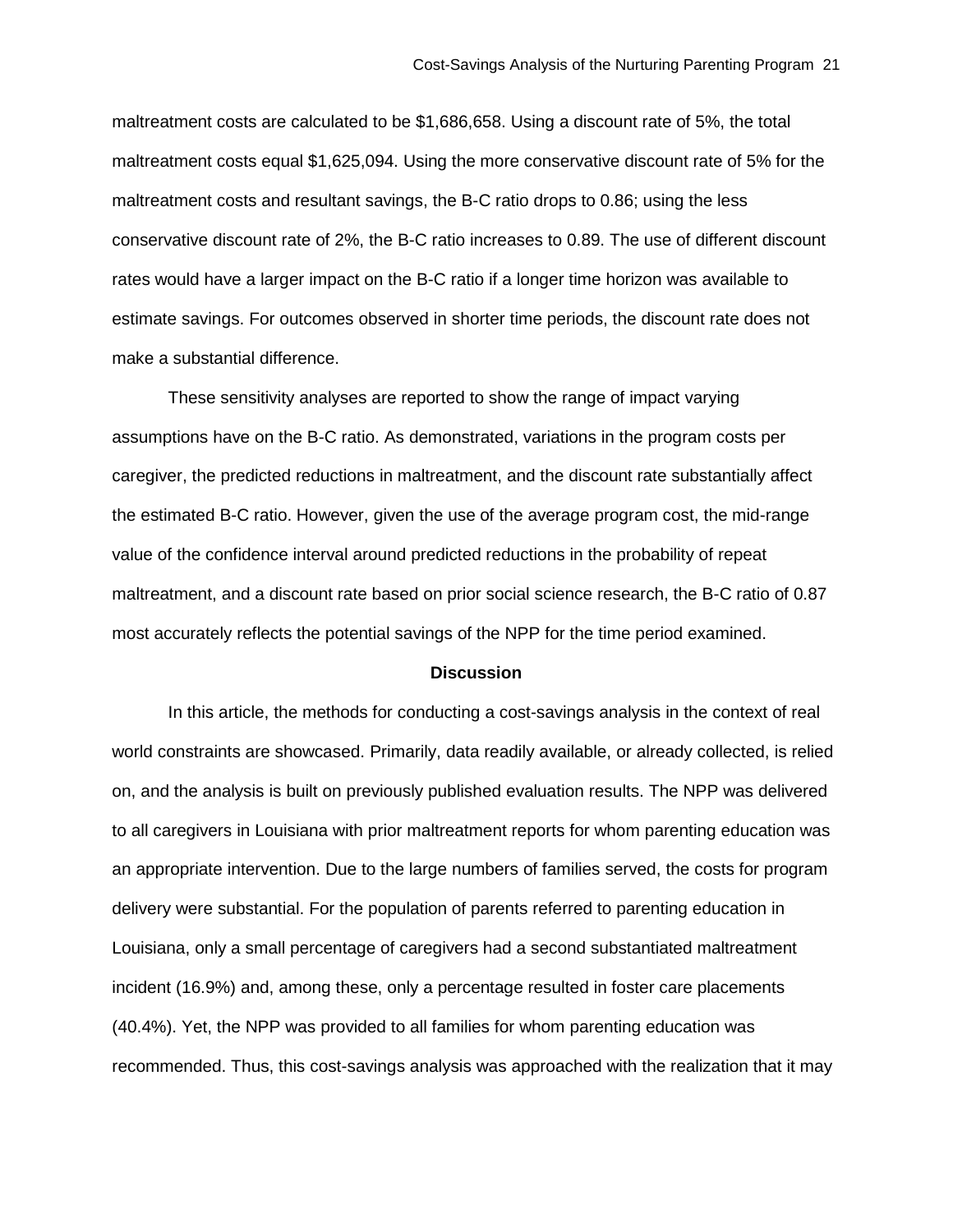maltreatment costs are calculated to be $1,686,658. Using a discount rate of 5%, the total maltreatment costs equal $1,625,094. Using the more conservative discount rate of 5% for the maltreatment costs and resultant savings, the B-C ratio drops to 0.86; using the less conservative discount rate of 2%, the B-C ratio increases to 0.89. The use of different discount rates would have a larger impact on the B-C ratio if a longer time horizon was available to estimate savings. For outcomes observed in shorter time periods, the discount rate does not make a substantial difference.

These sensitivity analyses are reported to show the range of impact varying assumptions have on the B-C ratio. As demonstrated, variations in the program costs per caregiver, the predicted reductions in maltreatment, and the discount rate substantially affect the estimated B-C ratio. However, given the use of the average program cost, the mid-range value of the confidence interval around predicted reductions in the probability of repeat maltreatment, and a discount rate based on prior social science research, the B-C ratio of 0.87 most accurately reflects the potential savings of the NPP for the time period examined.

## Discussion

In this article, the methods for conducting a cost-savings analysis in the context of real world constraints are showcased. Primarily, data readily available, or already collected, is relied on, and the analysis is built on previously published evaluation results. The NPP was delivered to all caregivers in Louisiana with prior maltreatment reports for whom parenting education was an appropriate intervention. Due to the large numbers of families served, the costs for program delivery were substantial. For the population of parents referred to parenting education in Louisiana, only a small percentage of caregivers had a second substantiated maltreatment incident (16.9%) and, among these, only a percentage resulted in foster care placements (40.4%). Yet, the NPP was provided to all families for whom parenting education was recommended. Thus, this cost-savings analysis was approached with the realization that it may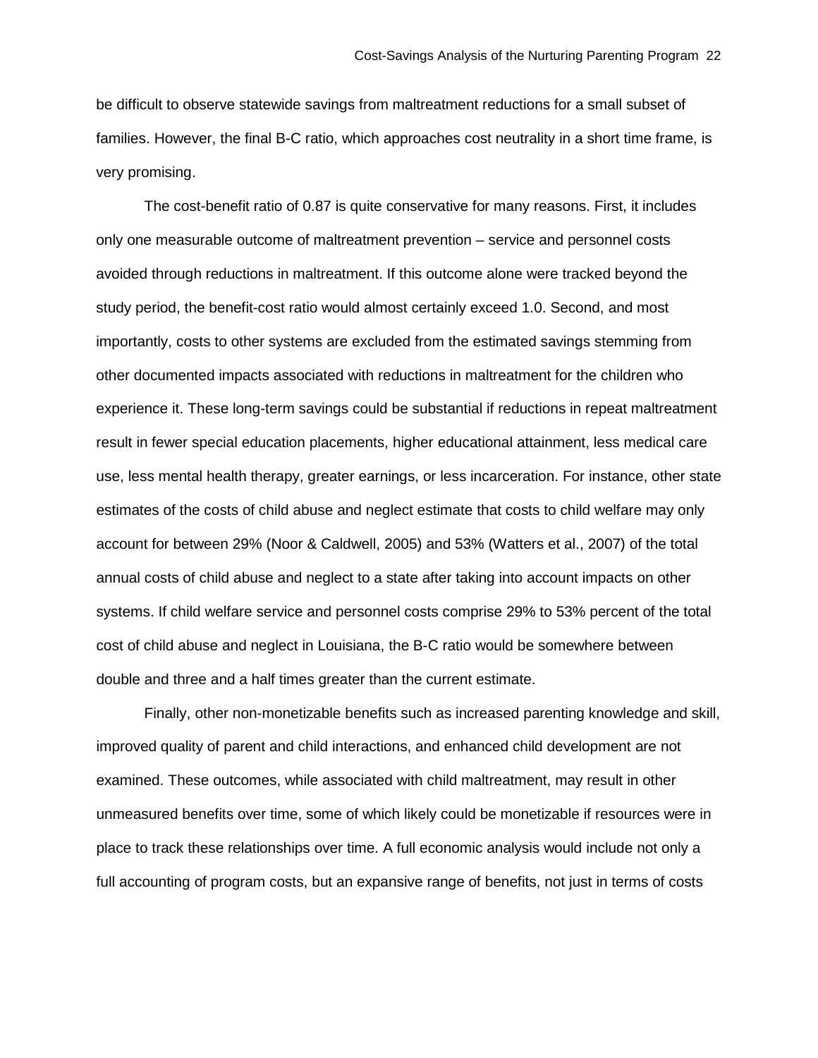be difficult to observe statewide savings from maltreatment reductions for a small subset of families. However, the final B-C ratio, which approaches cost neutrality in a short time frame, is very promising.

The cost-benefit ratio of 0.87 is quite conservative for many reasons. First, it includes only one measurable outcome of maltreatment prevention – service and personnel costs avoided through reductions in maltreatment. If this outcome alone were tracked beyond the study period, the benefit-cost ratio would almost certainly exceed 1.0. Second, and most importantly, costs to other systems are excluded from the estimated savings stemming from other documented impacts associated with reductions in maltreatment for the children who experience it. These long-term savings could be substantial if reductions in repeat maltreatment result in fewer special education placements, higher educational attainment, less medical care use, less mental health therapy, greater earnings, or less incarceration. For instance, other state estimates of the costs of child abuse and neglect estimate that costs to child welfare may only account for between 29% (Noor & Caldwell, 2005) and 53% (Watters et al., 2007) of the total annual costs of child abuse and neglect to a state after taking into account impacts on other systems. If child welfare service and personnel costs comprise 29% to 53% percent of the total cost of child abuse and neglect in Louisiana, the B-C ratio would be somewhere between double and three and a half times greater than the current estimate.

Finally, other non-monetizable benefits such as increased parenting knowledge and skill, improved quality of parent and child interactions, and enhanced child development are not examined. These outcomes, while associated with child maltreatment, may result in other unmeasured benefits over time, some of which likely could be monetizable if resources were in place to track these relationships over time. A full economic analysis would include not only a full accounting of program costs, but an expansive range of benefits, not just in terms of costs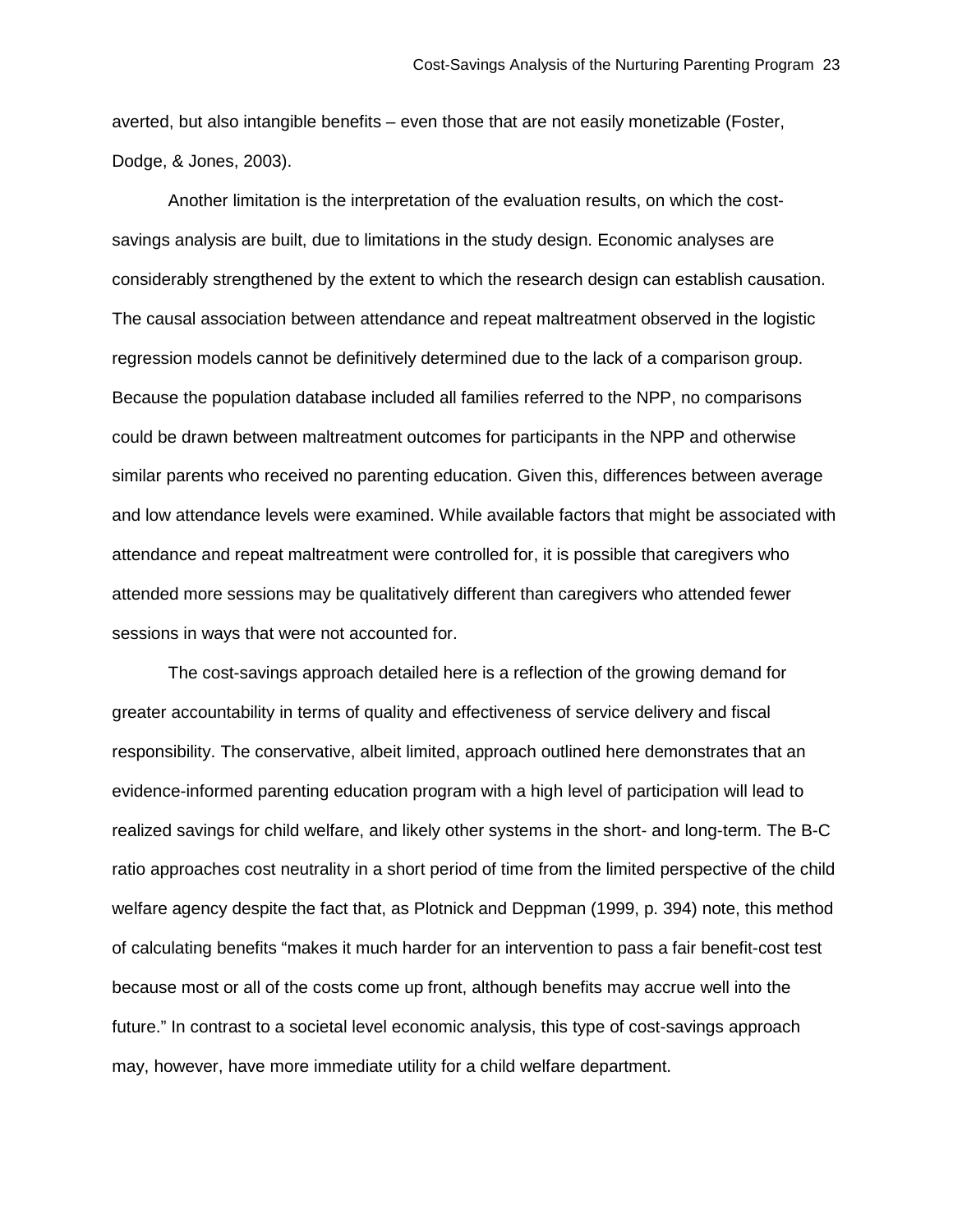averted, but also intangible benefits – even those that are not easily monetizable (Foster, Dodge, & Jones, 2003).

Another limitation is the interpretation of the evaluation results, on which the cost-savings analysis are built, due to limitations in the study design. Economic analyses are considerably strengthened by the extent to which the research design can establish causation. The causal association between attendance and repeat maltreatment observed in the logistic regression models cannot be definitively determined due to the lack of a comparison group. Because the population database included all families referred to the NPP, no comparisons could be drawn between maltreatment outcomes for participants in the NPP and otherwise similar parents who received no parenting education. Given this, differences between average and low attendance levels were examined. While available factors that might be associated with attendance and repeat maltreatment were controlled for, it is possible that caregivers who attended more sessions may be qualitatively different than caregivers who attended fewer sessions in ways that were not accounted for.

The cost-savings approach detailed here is a reflection of the growing demand for greater accountability in terms of quality and effectiveness of service delivery and fiscal responsibility. The conservative, albeit limited, approach outlined here demonstrates that an evidence-informed parenting education program with a high level of participation will lead to realized savings for child welfare, and likely other systems in the short- and long-term. The B-C ratio approaches cost neutrality in a short period of time from the limited perspective of the child welfare agency despite the fact that, as Plotnick and Deppman (1999, p. 394) note, this method of calculating benefits "makes it much harder for an intervention to pass a fair benefit-cost test because most or all of the costs come up front, although benefits may accrue well into the future." In contrast to a societal level economic analysis, this type of cost-savings approach may, however, have more immediate utility for a child welfare department.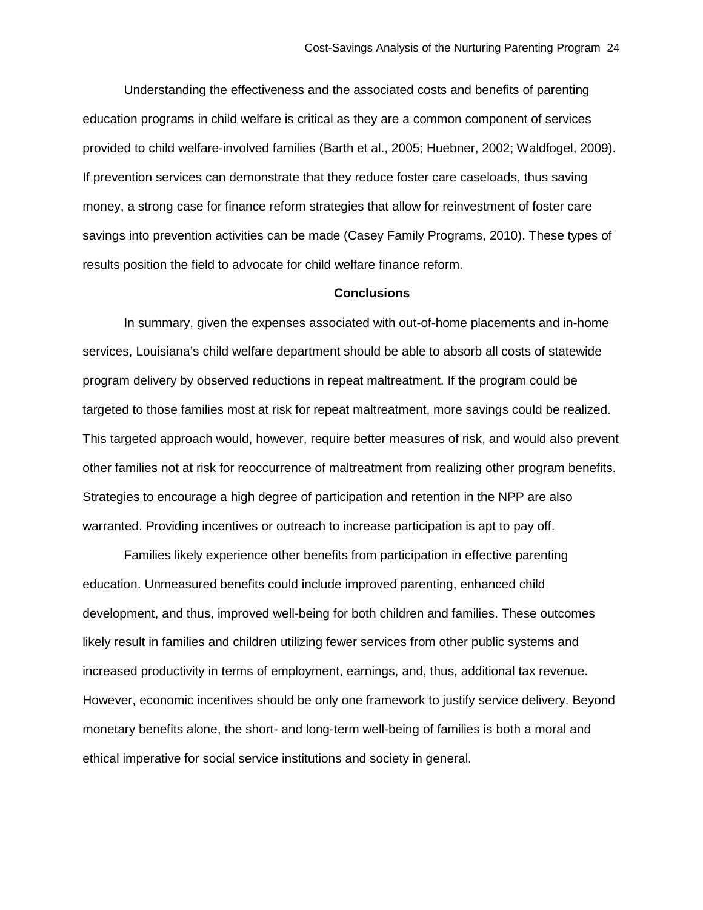Understanding the effectiveness and the associated costs and benefits of parenting education programs in child welfare is critical as they are a common component of services provided to child welfare-involved families (Barth et al., 2005; Huebner, 2002; Waldfogel, 2009). If prevention services can demonstrate that they reduce foster care caseloads, thus saving money, a strong case for finance reform strategies that allow for reinvestment of foster care savings into prevention activities can be made (Casey Family Programs, 2010). These types of results position the field to advocate for child welfare finance reform.

## Conclusions

In summary, given the expenses associated with out-of-home placements and in-home services, Louisiana's child welfare department should be able to absorb all costs of statewide program delivery by observed reductions in repeat maltreatment. If the program could be targeted to those families most at risk for repeat maltreatment, more savings could be realized. This targeted approach would, however, require better measures of risk, and would also prevent other families not at risk for reoccurrence of maltreatment from realizing other program benefits. Strategies to encourage a high degree of participation and retention in the NPP are also warranted. Providing incentives or outreach to increase participation is apt to pay off.

Families likely experience other benefits from participation in effective parenting education. Unmeasured benefits could include improved parenting, enhanced child development, and thus, improved well-being for both children and families. These outcomes likely result in families and children utilizing fewer services from other public systems and increased productivity in terms of employment, earnings, and, thus, additional tax revenue. However, economic incentives should be only one framework to justify service delivery. Beyond monetary benefits alone, the short- and long-term well-being of families is both a moral and ethical imperative for social service institutions and society in general.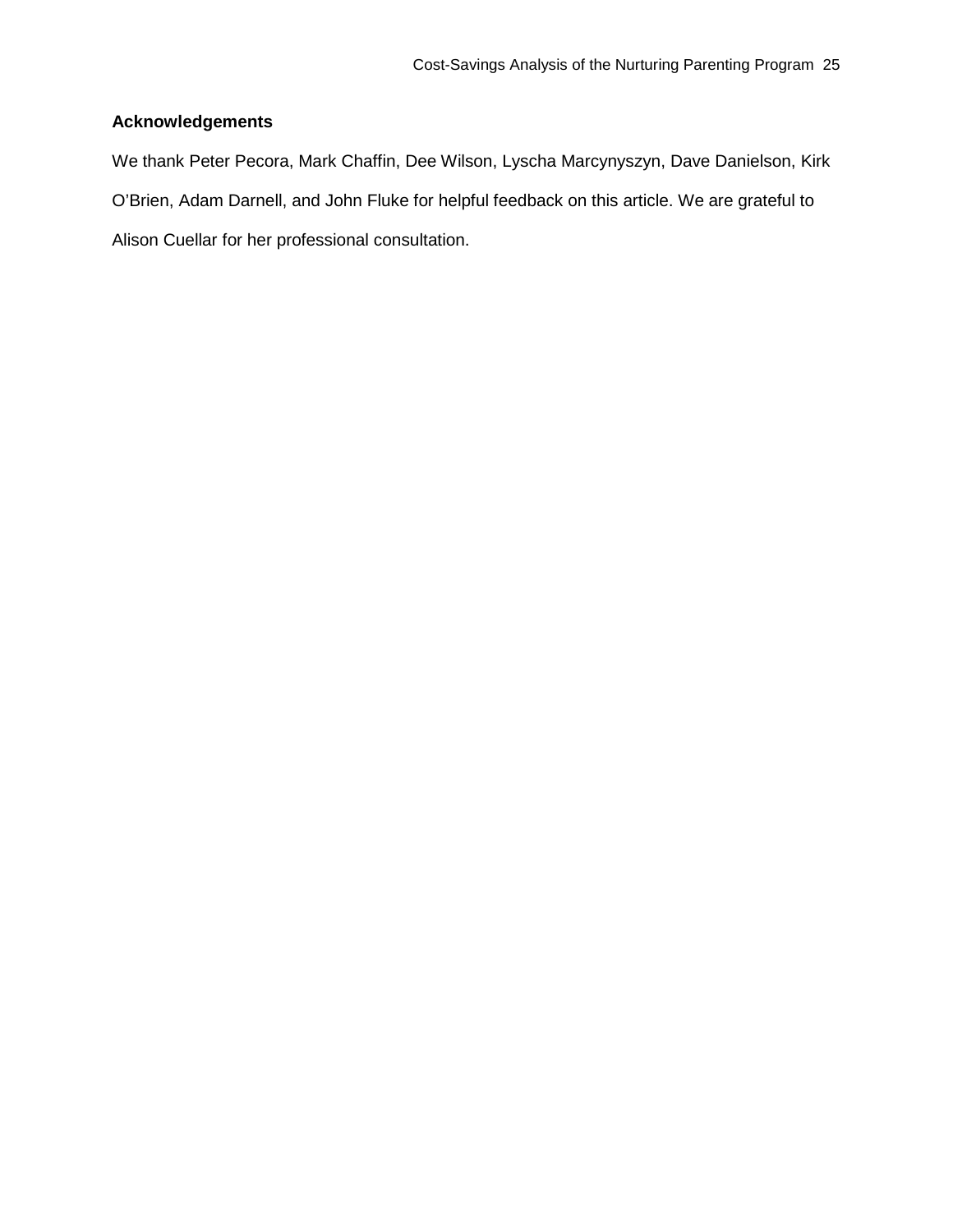**Acknowledgements**

We thank Peter Pecora, Mark Chaffin, Dee Wilson, Lyscha Marcynyszyn, Dave Danielson, Kirk O'Brien, Adam Darnell, and John Fluke for helpful feedback on this article. We are grateful to Alison Cuellar for her professional consultation.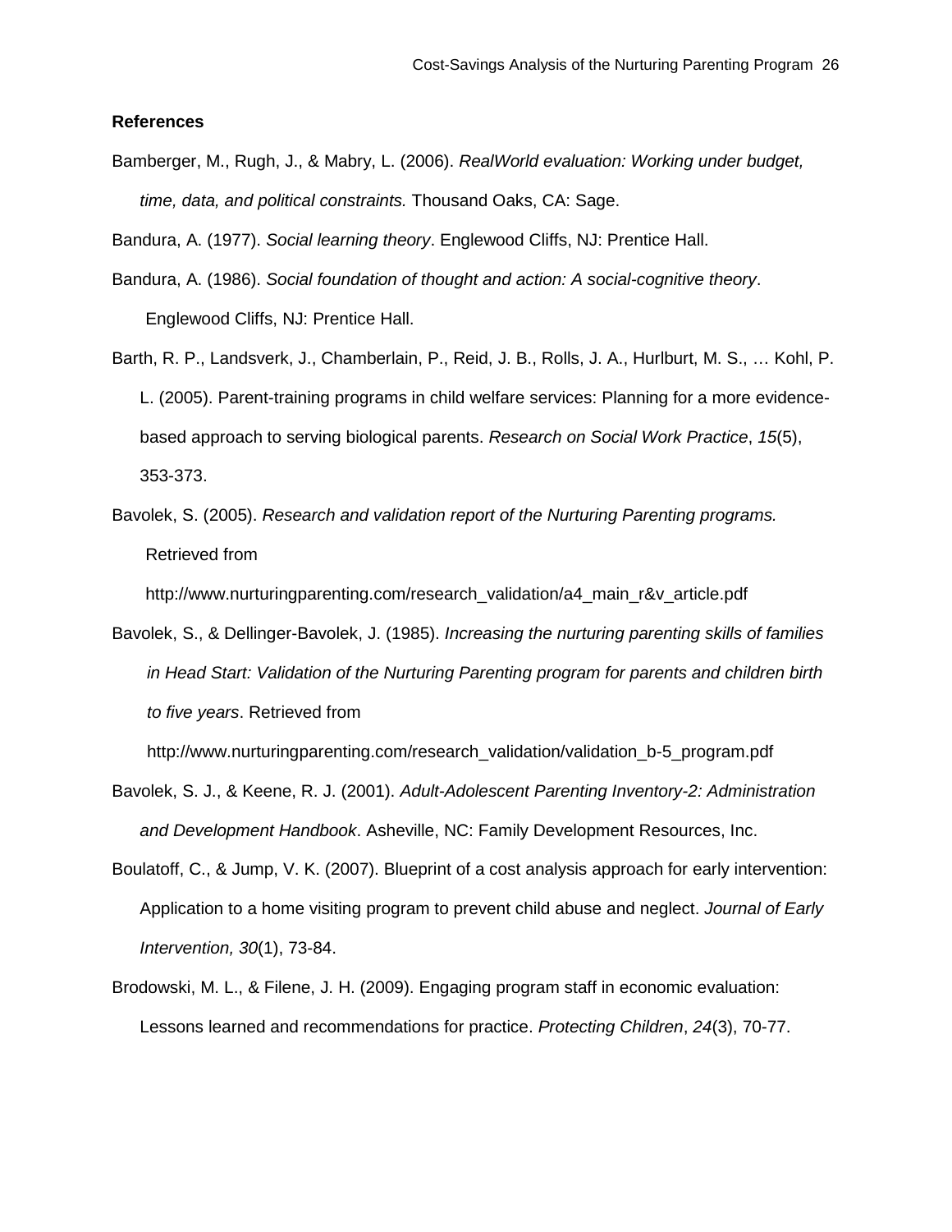**References**

Bamberger, M., Rugh, J., & Mabry, L. (2006). *RealWorld evaluation: Working under budget, time, data, and political constraints.* Thousand Oaks, CA: Sage.

Bandura, A. (1977). *Social learning theory*. Englewood Cliffs, NJ: Prentice Hall.

Bandura, A. (1986). *Social foundation of thought and action: A social-cognitive theory*. Englewood Cliffs, NJ: Prentice Hall.

Barth, R. P., Landsverk, J., Chamberlain, P., Reid, J. B., Rolls, J. A., Hurlburt, M. S., … Kohl, P. L. (2005). Parent-training programs in child welfare services: Planning for a more evidence-based approach to serving biological parents. *Research on Social Work Practice*, *15*(5), 353-373.

Bavolek, S. (2005). *Research and validation report of the Nurturing Parenting programs.* Retrieved from http://www.nurturingparenting.com/research_validation/a4_main_r&v_article.pdf

Bavolek, S., & Dellinger-Bavolek, J. (1985). *Increasing the nurturing parenting skills of families in Head Start: Validation of the Nurturing Parenting program for parents and children birth to five years*. Retrieved from http://www.nurturingparenting.com/research_validation/validation_b-5_program.pdf

Bavolek, S. J., & Keene, R. J. (2001). *Adult-Adolescent Parenting Inventory-2: Administration and Development Handbook*. Asheville, NC: Family Development Resources, Inc.

Boulatoff, C., & Jump, V. K. (2007). Blueprint of a cost analysis approach for early intervention: Application to a home visiting program to prevent child abuse and neglect. *Journal of Early Intervention, 30*(1), 73-84.

Brodowski, M. L., & Filene, J. H. (2009). Engaging program staff in economic evaluation: Lessons learned and recommendations for practice. *Protecting Children*, *24*(3), 70-77.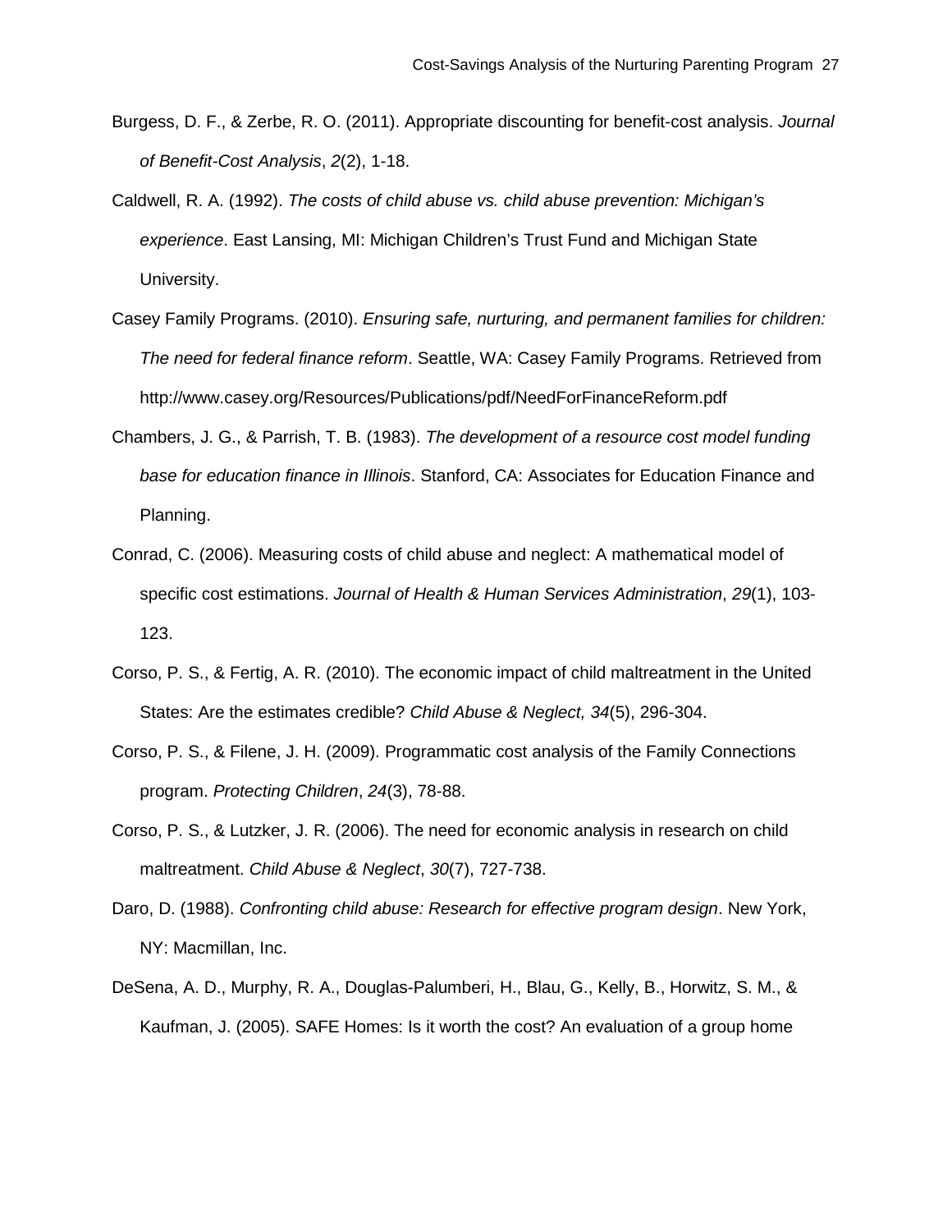Burgess, D. F., & Zerbe, R. O. (2011). Appropriate discounting for benefit-cost analysis. *Journal of Benefit-Cost Analysis*, *2*(2), 1-18.

Caldwell, R. A. (1992). *The costs of child abuse vs. child abuse prevention: Michigan's experience*. East Lansing, MI: Michigan Children's Trust Fund and Michigan State University.

Casey Family Programs. (2010). *Ensuring safe, nurturing, and permanent families for children: The need for federal finance reform*. Seattle, WA: Casey Family Programs. Retrieved from http://www.casey.org/Resources/Publications/pdf/NeedForFinanceReform.pdf

Chambers, J. G., & Parrish, T. B. (1983). *The development of a resource cost model funding base for education finance in Illinois*. Stanford, CA: Associates for Education Finance and Planning.

Conrad, C. (2006). Measuring costs of child abuse and neglect: A mathematical model of specific cost estimations. *Journal of Health & Human Services Administration*, *29*(1), 103-123.

Corso, P. S., & Fertig, A. R. (2010). The economic impact of child maltreatment in the United States: Are the estimates credible? *Child Abuse & Neglect, 34*(5), 296-304.

Corso, P. S., & Filene, J. H. (2009). Programmatic cost analysis of the Family Connections program. *Protecting Children*, *24*(3), 78-88.

Corso, P. S., & Lutzker, J. R. (2006). The need for economic analysis in research on child maltreatment. *Child Abuse & Neglect*, *30*(7), 727-738.

Daro, D. (1988). *Confronting child abuse: Research for effective program design*. New York, NY: Macmillan, Inc.

DeSena, A. D., Murphy, R. A., Douglas-Palumberi, H., Blau, G., Kelly, B., Horwitz, S. M., & Kaufman, J. (2005). SAFE Homes: Is it worth the cost? An evaluation of a group home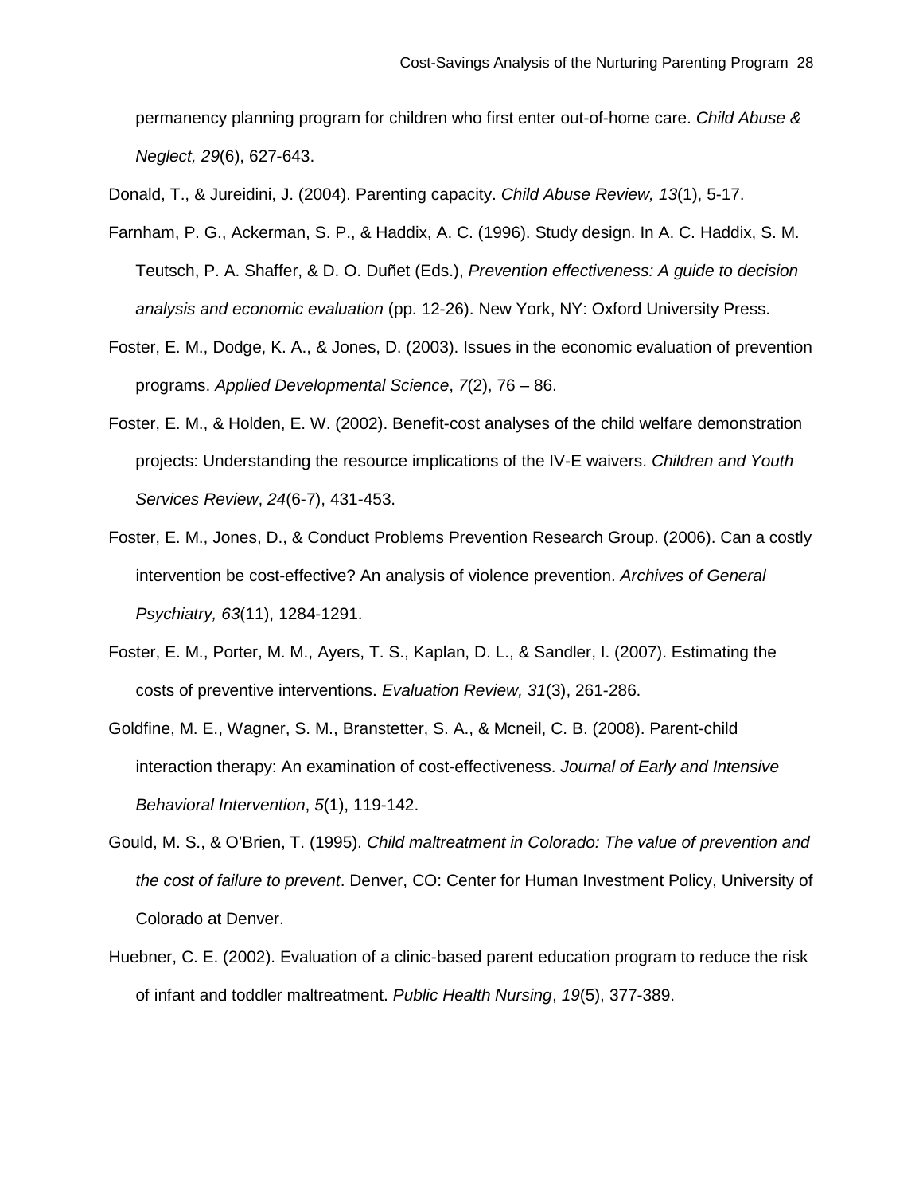permanency planning program for children who first enter out-of-home care. *Child Abuse & Neglect, 29*(6), 627-643.

Donald, T., & Jureidini, J. (2004). Parenting capacity. *Child Abuse Review, 13*(1), 5-17.

Farnham, P. G., Ackerman, S. P., & Haddix, A. C. (1996). Study design. In A. C. Haddix, S. M. Teutsch, P. A. Shaffer, & D. O. Duñet (Eds.), *Prevention effectiveness: A guide to decision analysis and economic evaluation* (pp. 12-26). New York, NY: Oxford University Press.

Foster, E. M., Dodge, K. A., & Jones, D. (2003). Issues in the economic evaluation of prevention programs. *Applied Developmental Science*, *7*(2), 76 – 86.

Foster, E. M., & Holden, E. W. (2002). Benefit-cost analyses of the child welfare demonstration projects: Understanding the resource implications of the IV-E waivers. *Children and Youth Services Review*, *24*(6-7), 431-453.

Foster, E. M., Jones, D., & Conduct Problems Prevention Research Group. (2006). Can a costly intervention be cost-effective? An analysis of violence prevention. *Archives of General Psychiatry, 63*(11), 1284-1291.

Foster, E. M., Porter, M. M., Ayers, T. S., Kaplan, D. L., & Sandler, I. (2007). Estimating the costs of preventive interventions. *Evaluation Review, 31*(3), 261-286.

Goldfine, M. E., Wagner, S. M., Branstetter, S. A., & Mcneil, C. B. (2008). Parent-child interaction therapy: An examination of cost-effectiveness. *Journal of Early and Intensive Behavioral Intervention*, *5*(1), 119-142.

Gould, M. S., & O'Brien, T. (1995). *Child maltreatment in Colorado: The value of prevention and the cost of failure to prevent*. Denver, CO: Center for Human Investment Policy, University of Colorado at Denver.

Huebner, C. E. (2002). Evaluation of a clinic-based parent education program to reduce the risk of infant and toddler maltreatment. *Public Health Nursing*, *19*(5), 377-389.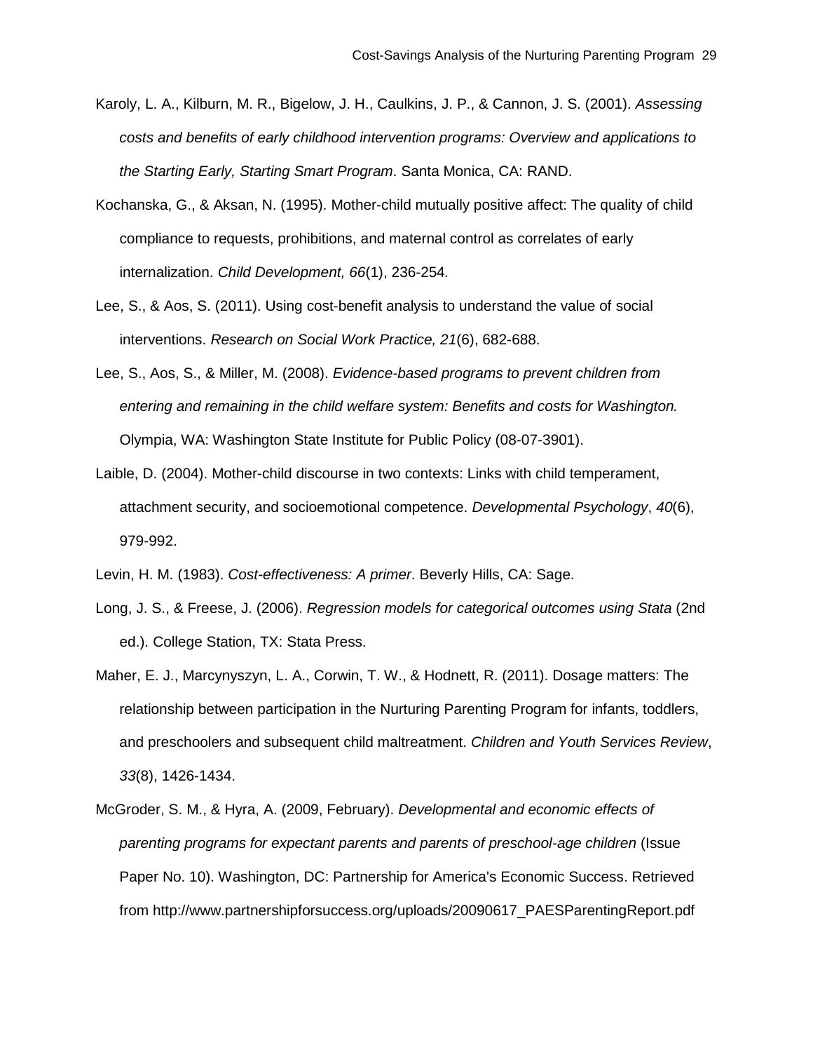Karoly, L. A., Kilburn, M. R., Bigelow, J. H., Caulkins, J. P., & Cannon, J. S. (2001). *Assessing costs and benefits of early childhood intervention programs: Overview and applications to the Starting Early, Starting Smart Program*. Santa Monica, CA: RAND.

Kochanska, G., & Aksan, N. (1995). Mother-child mutually positive affect: The quality of child compliance to requests, prohibitions, and maternal control as correlates of early internalization. *Child Development, 66*(1), 236-254*.*

Lee, S., & Aos, S. (2011). Using cost-benefit analysis to understand the value of social interventions. *Research on Social Work Practice, 21*(6), 682-688.

Lee, S., Aos, S., & Miller, M. (2008). *Evidence-based programs to prevent children from entering and remaining in the child welfare system: Benefits and costs for Washington.* Olympia, WA: Washington State Institute for Public Policy (08-07-3901).

Laible, D. (2004). Mother-child discourse in two contexts: Links with child temperament, attachment security, and socioemotional competence. *Developmental Psychology*, *40*(6), 979-992.

Levin, H. M. (1983). *Cost-effectiveness: A primer*. Beverly Hills, CA: Sage.

Long, J. S., & Freese, J. (2006). *Regression models for categorical outcomes using Stata* (2nd ed.). College Station, TX: Stata Press.

Maher, E. J., Marcynyszyn, L. A., Corwin, T. W., & Hodnett, R. (2011). Dosage matters: The relationship between participation in the Nurturing Parenting Program for infants, toddlers, and preschoolers and subsequent child maltreatment. *Children and Youth Services Review*, *33*(8), 1426-1434.

McGroder, S. M., & Hyra, A. (2009, February). *Developmental and economic effects of parenting programs for expectant parents and parents of preschool-age children* (Issue Paper No. 10). Washington, DC: Partnership for America's Economic Success. Retrieved from http://www.partnershipforsuccess.org/uploads/20090617_PAESParentingReport.pdf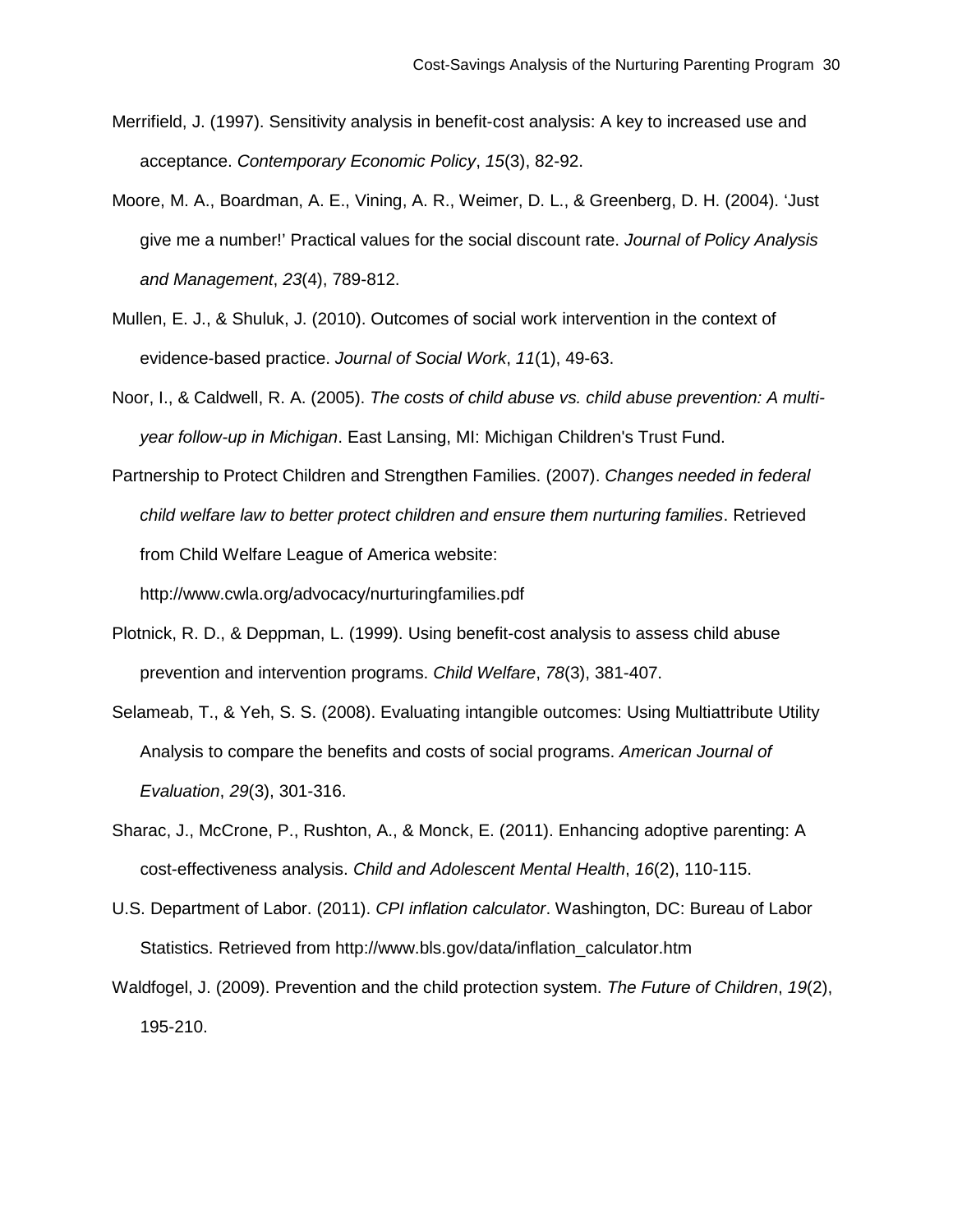Merrifield, J. (1997). Sensitivity analysis in benefit-cost analysis: A key to increased use and acceptance. *Contemporary Economic Policy*, *15*(3), 82-92.

Moore, M. A., Boardman, A. E., Vining, A. R., Weimer, D. L., & Greenberg, D. H. (2004). 'Just give me a number!' Practical values for the social discount rate. *Journal of Policy Analysis and Management*, *23*(4), 789-812.

Mullen, E. J., & Shuluk, J. (2010). Outcomes of social work intervention in the context of evidence-based practice. *Journal of Social Work*, *11*(1), 49-63.

Noor, I., & Caldwell, R. A. (2005). *The costs of child abuse vs. child abuse prevention: A multi-year follow-up in Michigan*. East Lansing, MI: Michigan Children's Trust Fund.

Partnership to Protect Children and Strengthen Families. (2007). *Changes needed in federal child welfare law to better protect children and ensure them nurturing families*. Retrieved from Child Welfare League of America website: http://www.cwla.org/advocacy/nurturingfamilies.pdf

Plotnick, R. D., & Deppman, L. (1999). Using benefit-cost analysis to assess child abuse prevention and intervention programs. *Child Welfare*, *78*(3), 381-407.

Selameab, T., & Yeh, S. S. (2008). Evaluating intangible outcomes: Using Multiattribute Utility Analysis to compare the benefits and costs of social programs. *American Journal of Evaluation*, *29*(3), 301-316.

Sharac, J., McCrone, P., Rushton, A., & Monck, E. (2011). Enhancing adoptive parenting: A cost-effectiveness analysis. *Child and Adolescent Mental Health*, *16*(2), 110-115.

U.S. Department of Labor. (2011). *CPI inflation calculator*. Washington, DC: Bureau of Labor Statistics. Retrieved from http://www.bls.gov/data/inflation_calculator.htm

Waldfogel, J. (2009). Prevention and the child protection system. *The Future of Children*, *19*(2), 195-210.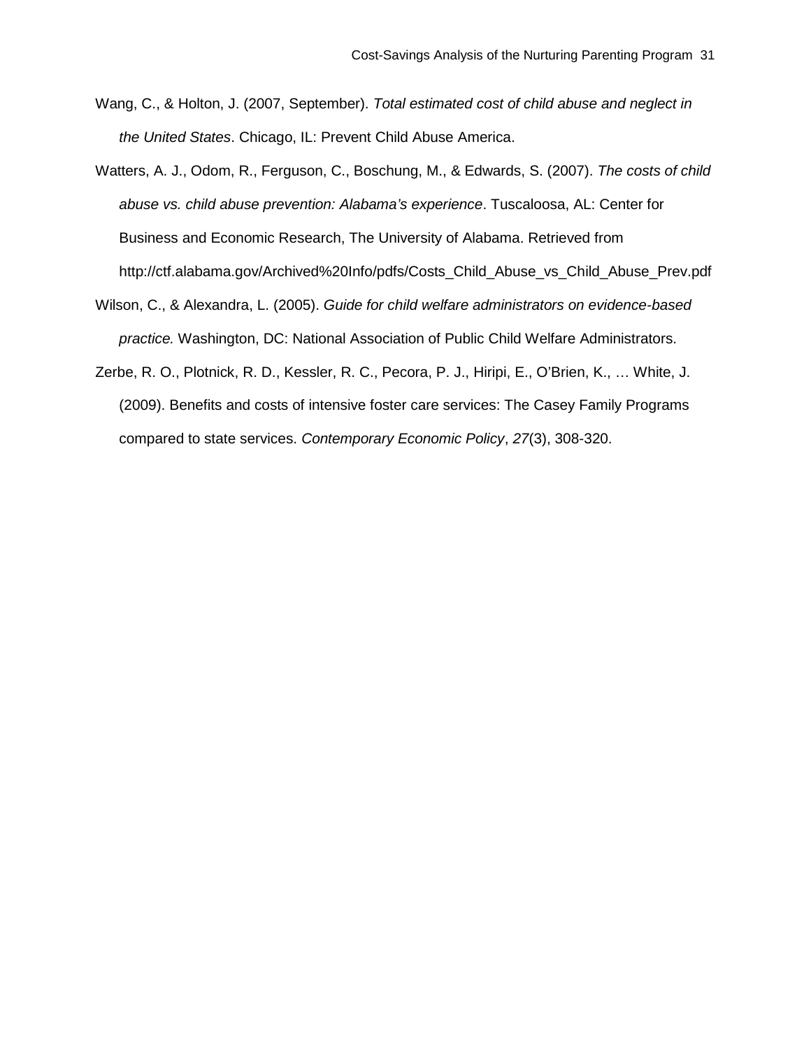Wang, C., & Holton, J. (2007, September). *Total estimated cost of child abuse and neglect in the United States*. Chicago, IL: Prevent Child Abuse America.

Watters, A. J., Odom, R., Ferguson, C., Boschung, M., & Edwards, S. (2007). *The costs of child abuse vs. child abuse prevention: Alabama's experience*. Tuscaloosa, AL: Center for Business and Economic Research, The University of Alabama. Retrieved from http://ctf.alabama.gov/Archived%20Info/pdfs/Costs_Child_Abuse_vs_Child_Abuse_Prev.pdf

Wilson, C., & Alexandra, L. (2005). *Guide for child welfare administrators on evidence-based practice.* Washington, DC: National Association of Public Child Welfare Administrators.

Zerbe, R. O., Plotnick, R. D., Kessler, R. C., Pecora, P. J., Hiripi, E., O'Brien, K., … White, J. (2009). Benefits and costs of intensive foster care services: The Casey Family Programs compared to state services. *Contemporary Economic Policy*, *27*(3), 308-320.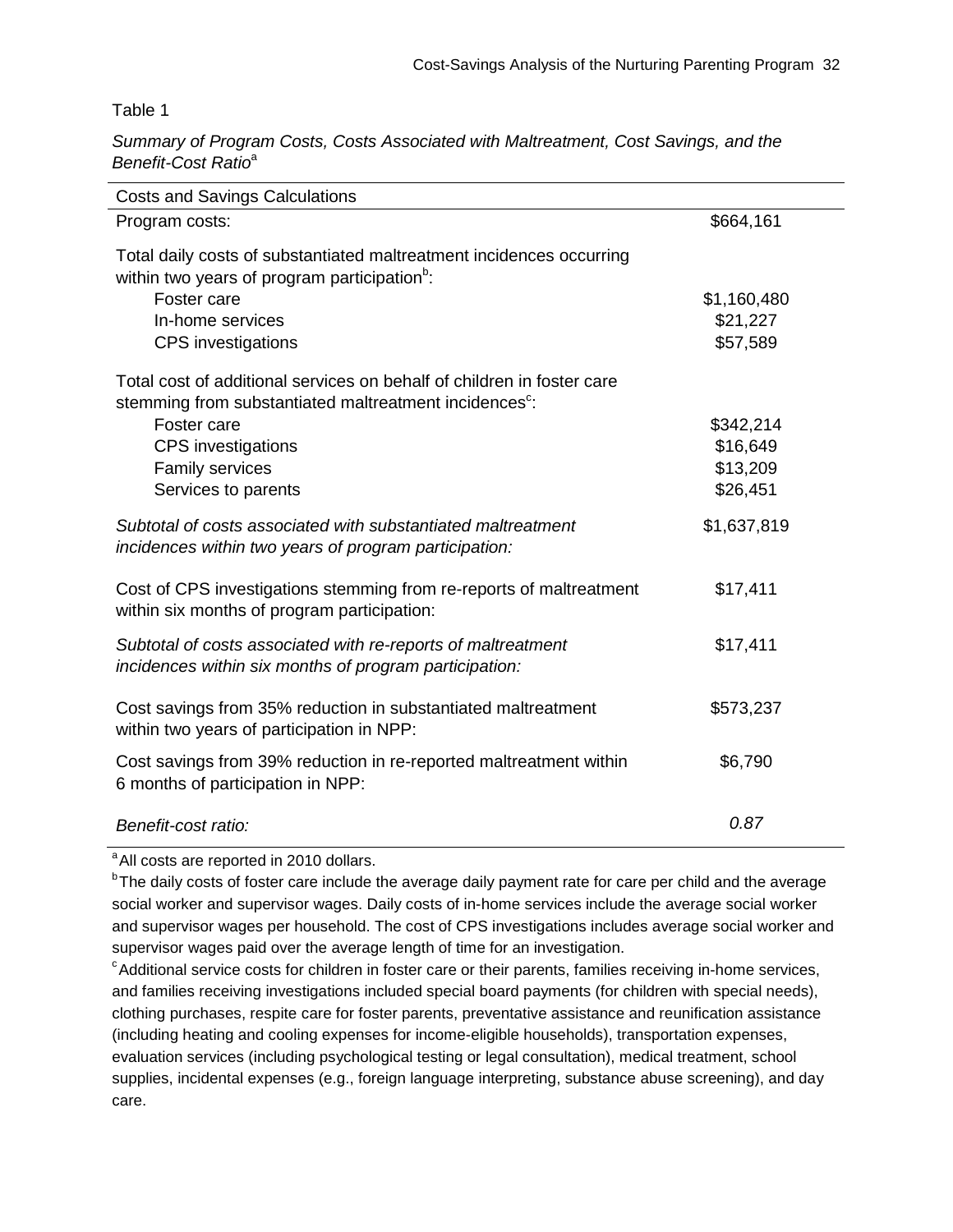Table 1

*Summary of Program Costs, Costs Associated with Maltreatment, Cost Savings, and the Benefit-Cost Ratio*[a]

| Costs and Savings Calculations | |
|---|---|
| Program costs: | $664,161 |
| Total daily costs of substantiated maltreatment incidences occurring within two years of program participation[b]: | |
| Foster care | $1,160,480 |
| In-home services | $21,227 |
| CPS investigations | $57,589 |
| Total cost of additional services on behalf of children in foster care stemming from substantiated maltreatment incidences[c]: | |
| Foster care | $342,214 |
| CPS investigations | $16,649 |
| Family services | $13,209 |
| Services to parents | $26,451 |
| *Subtotal of costs associated with substantiated maltreatment incidences within two years of program participation:* | $1,637,819 |
| Cost of CPS investigations stemming from re-reports of maltreatment within six months of program participation: | $17,411 |
| *Subtotal of costs associated with re-reports of maltreatment incidences within six months of program participation:* | $17,411 |
| Cost savings from 35% reduction in substantiated maltreatment within two years of participation in NPP: | $573,237 |
| Cost savings from 39% reduction in re-reported maltreatment within 6 months of participation in NPP: | $6,790 |
| *Benefit-cost ratio:* | *0.87* |

[a] All costs are reported in 2010 dollars.

[b] The daily costs of foster care include the average daily payment rate for care per child and the average social worker and supervisor wages. Daily costs of in-home services include the average social worker and supervisor wages per household. The cost of CPS investigations includes average social worker and supervisor wages paid over the average length of time for an investigation.

[c] Additional service costs for children in foster care or their parents, families receiving in-home services, and families receiving investigations included special board payments (for children with special needs), clothing purchases, respite care for foster parents, preventative assistance and reunification assistance (including heating and cooling expenses for income-eligible households), transportation expenses, evaluation services (including psychological testing or legal consultation), medical treatment, school supplies, incidental expenses (e.g., foreign language interpreting, substance abuse screening), and day care.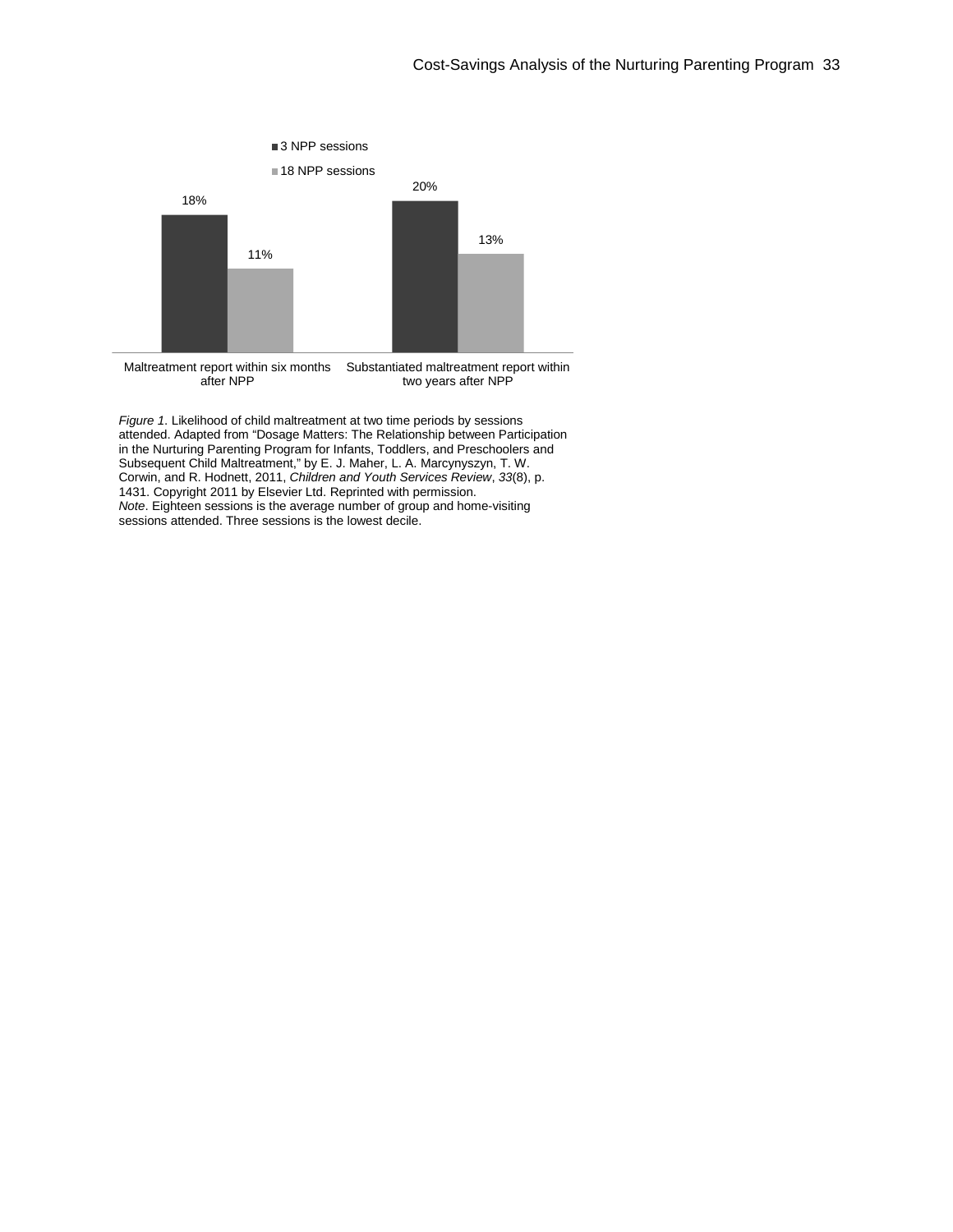3 NPP sessions

18 NPP sessions

18%

11%

20%

13%

Maltreatment report within six months after NPP

Substantiated maltreatment report within two years after NPP

*Figure 1.* Likelihood of child maltreatment at two time periods by sessions attended. Adapted from "Dosage Matters: The Relationship between Participation in the Nurturing Parenting Program for Infants, Toddlers, and Preschoolers and Subsequent Child Maltreatment," by E. J. Maher, L. A. Marcynyszyn, T. W. Corwin, and R. Hodnett, 2011, *Children and Youth Services Review*, *33*(8), p. 1431. Copyright 2011 by Elsevier Ltd. Reprinted with permission.
*Note*. Eighteen sessions is the average number of group and home-visiting sessions attended. Three sessions is the lowest decile.